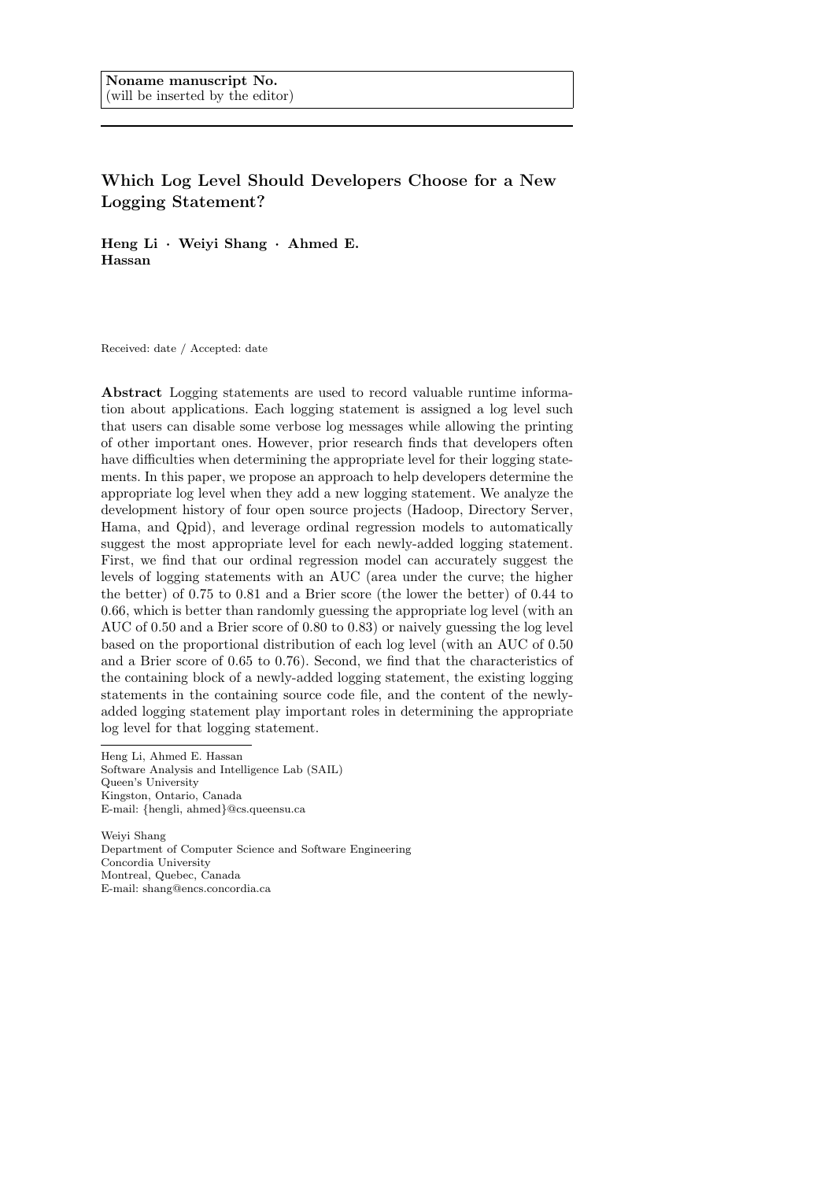Noname manuscript No.
(will be inserted by the editor)

# Which Log Level Should Developers Choose for a New Logging Statement?

**Heng Li · Weiyi Shang · Ahmed E. Hassan**

Received: date / Accepted: date

**Abstract** Logging statements are used to record valuable runtime information about applications. Each logging statement is assigned a log level such that users can disable some verbose log messages while allowing the printing of other important ones. However, prior research finds that developers often have difficulties when determining the appropriate level for their logging statements. In this paper, we propose an approach to help developers determine the appropriate log level when they add a new logging statement. We analyze the development history of four open source projects (Hadoop, Directory Server, Hama, and Qpid), and leverage ordinal regression models to automatically suggest the most appropriate level for each newly-added logging statement. First, we find that our ordinal regression model can accurately suggest the levels of logging statements with an AUC (area under the curve; the higher the better) of 0.75 to 0.81 and a Brier score (the lower the better) of 0.44 to 0.66, which is better than randomly guessing the appropriate log level (with an AUC of 0.50 and a Brier score of 0.80 to 0.83) or naively guessing the log level based on the proportional distribution of each log level (with an AUC of 0.50 and a Brier score of 0.65 to 0.76). Second, we find that the characteristics of the containing block of a newly-added logging statement, the existing logging statements in the containing source code file, and the content of the newly-added logging statement play important roles in determining the appropriate log level for that logging statement.

---

Heng Li, Ahmed E. Hassan
Software Analysis and Intelligence Lab (SAIL)
Queen's University
Kingston, Ontario, Canada
E-mail: {hengli, ahmed}@cs.queensu.ca

Weiyi Shang
Department of Computer Science and Software Engineering
Concordia University
Montreal, Quebec, Canada
E-mail: shang@encs.concordia.ca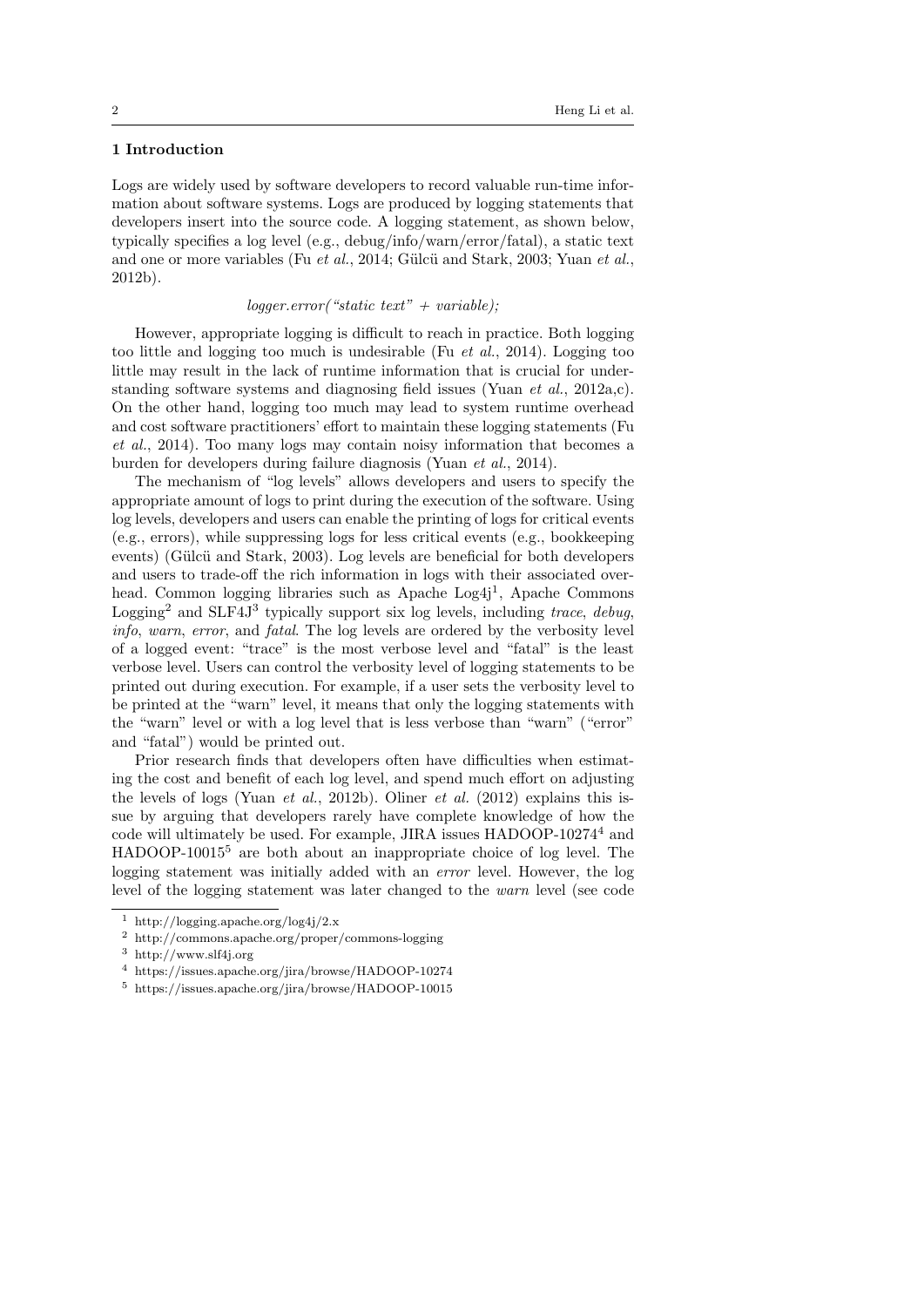## 1 Introduction

Logs are widely used by software developers to record valuable run-time information about software systems. Logs are produced by logging statements that developers insert into the source code. A logging statement, as shown below, typically specifies a log level (e.g., debug/info/warn/error/fatal), a static text and one or more variables (Fu *et al.*, 2014; Gülcü and Stark, 2003; Yuan *et al.*, 2012b).

*logger.error("static text" + variable);*

However, appropriate logging is difficult to reach in practice. Both logging too little and logging too much is undesirable (Fu *et al.*, 2014). Logging too little may result in the lack of runtime information that is crucial for understanding software systems and diagnosing field issues (Yuan *et al.*, 2012a,c). On the other hand, logging too much may lead to system runtime overhead and cost software practitioners' effort to maintain these logging statements (Fu *et al.*, 2014). Too many logs may contain noisy information that becomes a burden for developers during failure diagnosis (Yuan *et al.*, 2014).

The mechanism of "log levels" allows developers and users to specify the appropriate amount of logs to print during the execution of the software. Using log levels, developers and users can enable the printing of logs for critical events (e.g., errors), while suppressing logs for less critical events (e.g., bookkeeping events) (Gülcü and Stark, 2003). Log levels are beneficial for both developers and users to trade-off the rich information in logs with their associated overhead. Common logging libraries such as Apache Log4j[1], Apache Commons Logging[2] and SLF4J[3] typically support six log levels, including *trace*, *debug*, *info*, *warn*, *error*, and *fatal*. The log levels are ordered by the verbosity level of a logged event: "trace" is the most verbose level and "fatal" is the least verbose level. Users can control the verbosity level of logging statements to be printed out during execution. For example, if a user sets the verbosity level to be printed at the "warn" level, it means that only the logging statements with the "warn" level or with a log level that is less verbose than "warn" ("error" and "fatal") would be printed out.

Prior research finds that developers often have difficulties when estimating the cost and benefit of each log level, and spend much effort on adjusting the levels of logs (Yuan *et al.*, 2012b). Oliner *et al.* (2012) explains this issue by arguing that developers rarely have complete knowledge of how the code will ultimately be used. For example, JIRA issues HADOOP-10274[4] and HADOOP-10015[5] are both about an inappropriate choice of log level. The logging statement was initially added with an *error* level. However, the log level of the logging statement was later changed to the *warn* level (see code

---

[1] http://logging.apache.org/log4j/2.x

[2] http://commons.apache.org/proper/commons-logging

[3] http://www.slf4j.org

[4] https://issues.apache.org/jira/browse/HADOOP-10274

[5] https://issues.apache.org/jira/browse/HADOOP-10015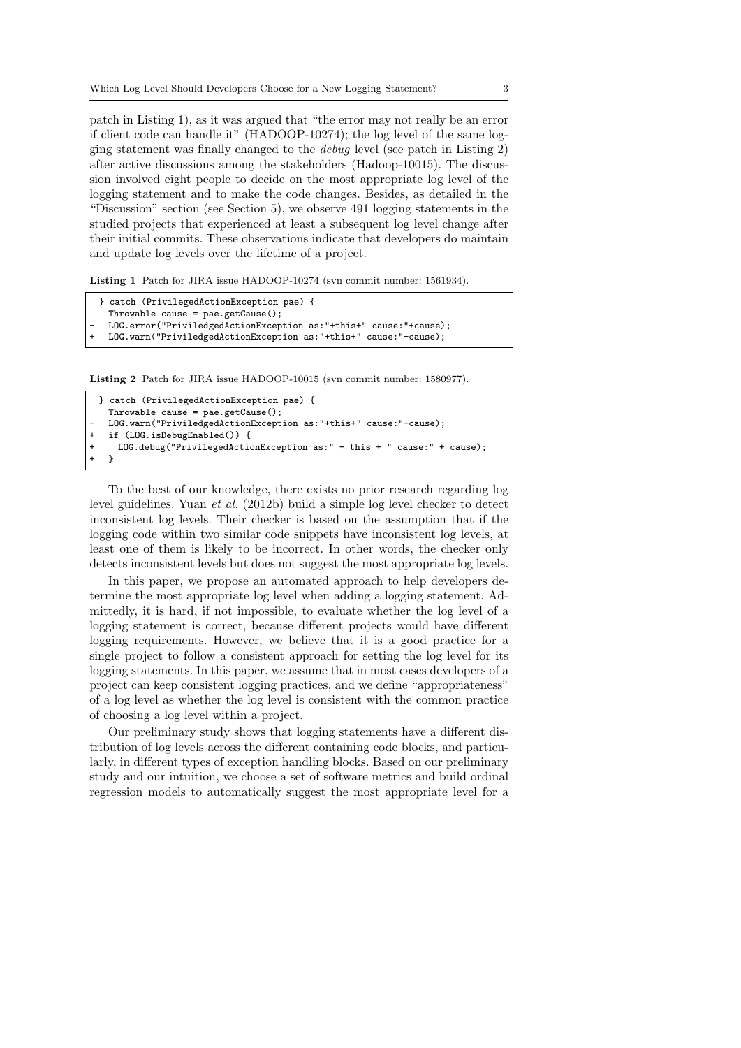patch in Listing 1), as it was argued that "the error may not really be an error if client code can handle it" (HADOOP-10274); the log level of the same logging statement was finally changed to the *debug* level (see patch in Listing 2) after active discussions among the stakeholders (Hadoop-10015). The discussion involved eight people to decide on the most appropriate log level of the logging statement and to make the code changes. Besides, as detailed in the "Discussion" section (see Section 5), we observe 491 logging statements in the studied projects that experienced at least a subsequent log level change after their initial commits. These observations indicate that developers do maintain and update log levels over the lifetime of a project.

**Listing 1** Patch for JIRA issue HADOOP-10274 (svn commit number: 1561934).

```
 } catch (PrivilegedActionException pae) {
   Throwable cause = pae.getCause();
-  LOG.error("PriviledgedActionException as:"+this+" cause:"+cause);
+  LOG.warn("PriviledgedActionException as:"+this+" cause:"+cause);
```

**Listing 2** Patch for JIRA issue HADOOP-10015 (svn commit number: 1580977).

```
 } catch (PrivilegedActionException pae) {
   Throwable cause = pae.getCause();
-  LOG.warn("PriviledgedActionException as:"+this+" cause:"+cause);
+  if (LOG.isDebugEnabled()) {
+    LOG.debug("PrivilegedActionException as:" + this + " cause:" + cause);
+  }
```

To the best of our knowledge, there exists no prior research regarding log level guidelines. Yuan *et al.* (2012b) build a simple log level checker to detect inconsistent log levels. Their checker is based on the assumption that if the logging code within two similar code snippets have inconsistent log levels, at least one of them is likely to be incorrect. In other words, the checker only detects inconsistent levels but does not suggest the most appropriate log levels.

In this paper, we propose an automated approach to help developers determine the most appropriate log level when adding a logging statement. Admittedly, it is hard, if not impossible, to evaluate whether the log level of a logging statement is correct, because different projects would have different logging requirements. However, we believe that it is a good practice for a single project to follow a consistent approach for setting the log level for its logging statements. In this paper, we assume that in most cases developers of a project can keep consistent logging practices, and we define "appropriateness" of a log level as whether the log level is consistent with the common practice of choosing a log level within a project.

Our preliminary study shows that logging statements have a different distribution of log levels across the different containing code blocks, and particularly, in different types of exception handling blocks. Based on our preliminary study and our intuition, we choose a set of software metrics and build ordinal regression models to automatically suggest the most appropriate level for a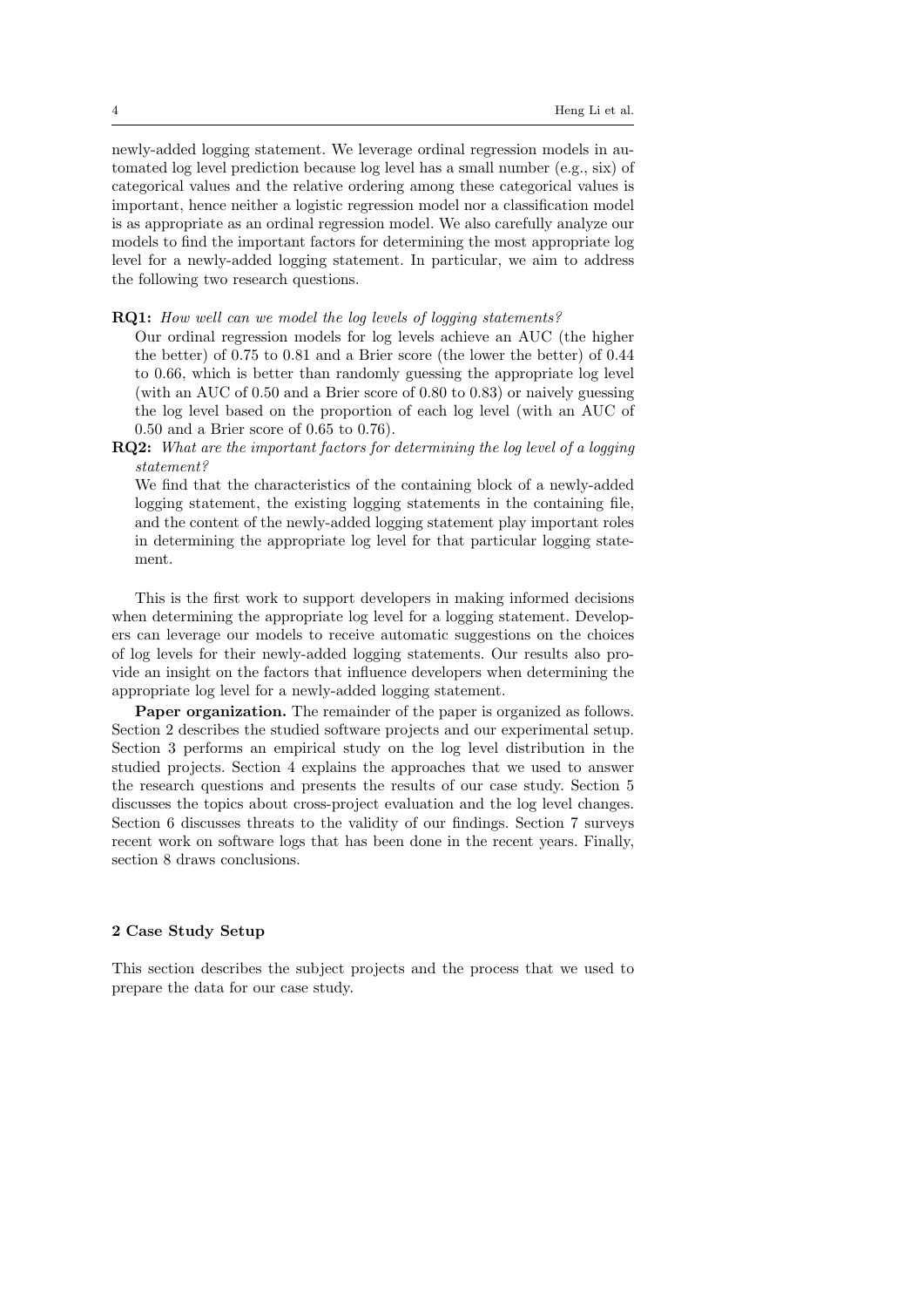newly-added logging statement. We leverage ordinal regression models in automated log level prediction because log level has a small number (e.g., six) of categorical values and the relative ordering among these categorical values is important, hence neither a logistic regression model nor a classification model is as appropriate as an ordinal regression model. We also carefully analyze our models to find the important factors for determining the most appropriate log level for a newly-added logging statement. In particular, we aim to address the following two research questions.

**RQ1:** *How well can we model the log levels of logging statements?*
Our ordinal regression models for log levels achieve an AUC (the higher the better) of 0.75 to 0.81 and a Brier score (the lower the better) of 0.44 to 0.66, which is better than randomly guessing the appropriate log level (with an AUC of 0.50 and a Brier score of 0.80 to 0.83) or naively guessing the log level based on the proportion of each log level (with an AUC of 0.50 and a Brier score of 0.65 to 0.76).

**RQ2:** *What are the important factors for determining the log level of a logging statement?*
We find that the characteristics of the containing block of a newly-added logging statement, the existing logging statements in the containing file, and the content of the newly-added logging statement play important roles in determining the appropriate log level for that particular logging statement.

This is the first work to support developers in making informed decisions when determining the appropriate log level for a logging statement. Developers can leverage our models to receive automatic suggestions on the choices of log levels for their newly-added logging statements. Our results also provide an insight on the factors that influence developers when determining the appropriate log level for a newly-added logging statement.

**Paper organization.** The remainder of the paper is organized as follows. Section 2 describes the studied software projects and our experimental setup. Section 3 performs an empirical study on the log level distribution in the studied projects. Section 4 explains the approaches that we used to answer the research questions and presents the results of our case study. Section 5 discusses the topics about cross-project evaluation and the log level changes. Section 6 discusses threats to the validity of our findings. Section 7 surveys recent work on software logs that has been done in the recent years. Finally, section 8 draws conclusions.

## 2 Case Study Setup

This section describes the subject projects and the process that we used to prepare the data for our case study.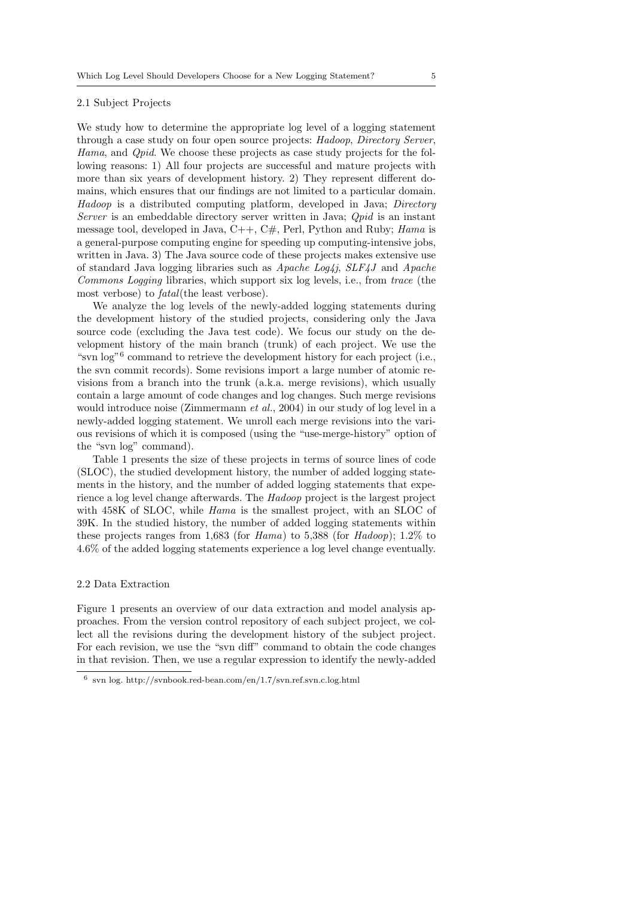### 2.1 Subject Projects

We study how to determine the appropriate log level of a logging statement through a case study on four open source projects: *Hadoop*, *Directory Server*, *Hama*, and *Qpid*. We choose these projects as case study projects for the following reasons: 1) All four projects are successful and mature projects with more than six years of development history. 2) They represent different domains, which ensures that our findings are not limited to a particular domain. *Hadoop* is a distributed computing platform, developed in Java; *Directory Server* is an embeddable directory server written in Java; *Qpid* is an instant message tool, developed in Java, C++, C#, Perl, Python and Ruby; *Hama* is a general-purpose computing engine for speeding up computing-intensive jobs, written in Java. 3) The Java source code of these projects makes extensive use of standard Java logging libraries such as *Apache Log4j*, *SLF4J* and *Apache Commons Logging* libraries, which support six log levels, i.e., from *trace* (the most verbose) to *fatal*(the least verbose).

We analyze the log levels of the newly-added logging statements during the development history of the studied projects, considering only the Java source code (excluding the Java test code). We focus our study on the development history of the main branch (trunk) of each project. We use the "svn log"[6] command to retrieve the development history for each project (i.e., the svn commit records). Some revisions import a large number of atomic revisions from a branch into the trunk (a.k.a. merge revisions), which usually contain a large amount of code changes and log changes. Such merge revisions would introduce noise (Zimmermann *et al.*, 2004) in our study of log level in a newly-added logging statement. We unroll each merge revisions into the various revisions of which it is composed (using the "use-merge-history" option of the "svn log" command).

Table 1 presents the size of these projects in terms of source lines of code (SLOC), the studied development history, the number of added logging statements in the history, and the number of added logging statements that experience a log level change afterwards. The *Hadoop* project is the largest project with 458K of SLOC, while *Hama* is the smallest project, with an SLOC of 39K. In the studied history, the number of added logging statements within these projects ranges from 1,683 (for *Hama*) to 5,388 (for *Hadoop*); 1.2% to 4.6% of the added logging statements experience a log level change eventually.

### 2.2 Data Extraction

Figure 1 presents an overview of our data extraction and model analysis approaches. From the version control repository of each subject project, we collect all the revisions during the development history of the subject project. For each revision, we use the "svn diff" command to obtain the code changes in that revision. Then, we use a regular expression to identify the newly-added

[6] svn log. http://svnbook.red-bean.com/en/1.7/svn.ref.svn.c.log.html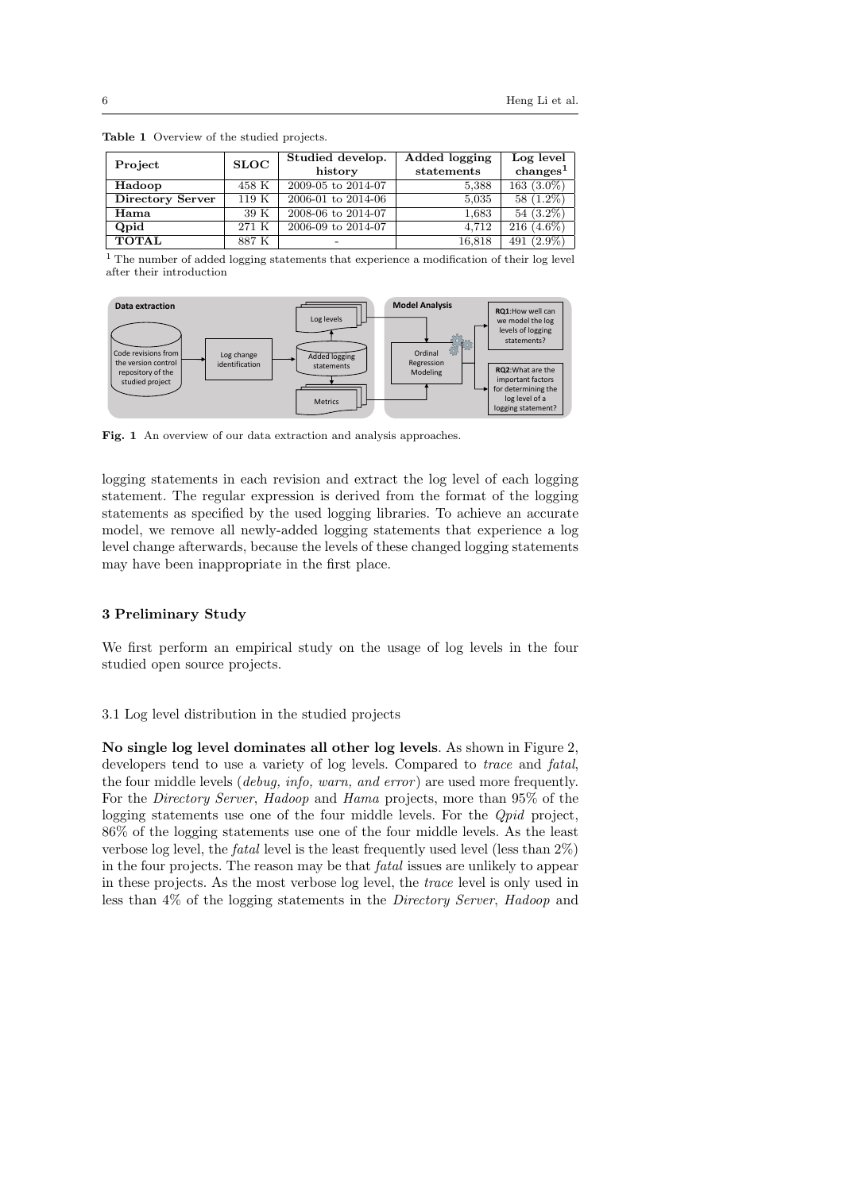**Table 1** Overview of the studied projects.

| Project | SLOC | Studied develop. history | Added logging statements | Log level changes[1] |
|---|---|---|---|---|
| **Hadoop** | 458 K | 2009-05 to 2014-07 | 5,388 | 163 (3.0%) |
| **Directory Server** | 119 K | 2006-01 to 2014-06 | 5,035 | 58 (1.2%) |
| **Hama** | 39 K | 2008-06 to 2014-07 | 1,683 | 54 (3.2%) |
| **Qpid** | 271 K | 2006-09 to 2014-07 | 4,712 | 216 (4.6%) |
| **TOTAL** | 887 K | - | 16,818 | 491 (2.9%) |

[1] The number of added logging statements that experience a modification of their log level after their introduction

Data extraction

Code revisions from the version control repository of the studied project

Log change identification

Log levels

Added logging statements

Metrics

Model Analysis

Ordinal Regression Modeling

RQ1:How well can we model the log levels of logging statements?

RQ2:What are the important factors for determining the log level of a logging statement?

**Fig. 1** An overview of our data extraction and analysis approaches.

logging statements in each revision and extract the log level of each logging statement. The regular expression is derived from the format of the logging statements as specified by the used logging libraries. To achieve an accurate model, we remove all newly-added logging statements that experience a log level change afterwards, because the levels of these changed logging statements may have been inappropriate in the first place.

## 3 Preliminary Study

We first perform an empirical study on the usage of log levels in the four studied open source projects.

### 3.1 Log level distribution in the studied projects

**No single log level dominates all other log levels**. As shown in Figure 2, developers tend to use a variety of log levels. Compared to *trace* and *fatal*, the four middle levels (*debug, info, warn, and error*) are used more frequently. For the *Directory Server*, *Hadoop* and *Hama* projects, more than 95% of the logging statements use one of the four middle levels. For the *Qpid* project, 86% of the logging statements use one of the four middle levels. As the least verbose log level, the *fatal* level is the least frequently used level (less than 2%) in the four projects. The reason may be that *fatal* issues are unlikely to appear in these projects. As the most verbose log level, the *trace* level is only used in less than 4% of the logging statements in the *Directory Server*, *Hadoop* and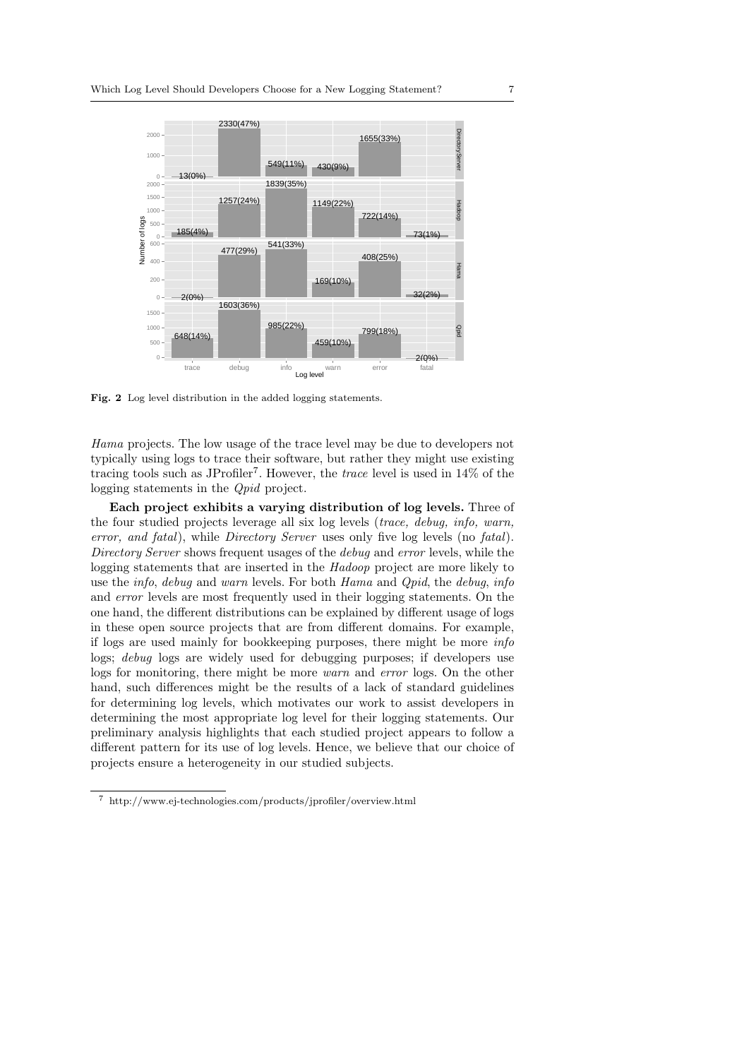DirectoryServer

2330(47%)

1655(33%)

549(11%)

430(9%)

13(0%)

Hadoop

1839(35%)

1257(24%)

1149(22%)

722(14%)

185(4%)

73(1%)

Hama

477(29%)

541(33%)

408(25%)

169(10%)

2(0%)

32(2%)

Qpid

1603(36%)

985(22%)

648(14%)

799(18%)

459(10%)

2(0%)

Number of logs

Log level

trace debug info warn error fatal

**Fig. 2** Log level distribution in the added logging statements.

*Hama* projects. The low usage of the trace level may be due to developers not typically using logs to trace their software, but rather they might use existing tracing tools such as JProfiler[7]. However, the *trace* level is used in 14% of the logging statements in the *Qpid* project.

**Each project exhibits a varying distribution of log levels.** Three of the four studied projects leverage all six log levels (*trace, debug, info, warn, error, and fatal*), while *Directory Server* uses only five log levels (no *fatal*). *Directory Server* shows frequent usages of the *debug* and *error* levels, while the logging statements that are inserted in the *Hadoop* project are more likely to use the *info*, *debug* and *warn* levels. For both *Hama* and *Qpid*, the *debug*, *info* and *error* levels are most frequently used in their logging statements. On the one hand, the different distributions can be explained by different usage of logs in these open source projects that are from different domains. For example, if logs are used mainly for bookkeeping purposes, there might be more *info* logs; *debug* logs are widely used for debugging purposes; if developers use logs for monitoring, there might be more *warn* and *error* logs. On the other hand, such differences might be the results of a lack of standard guidelines for determining log levels, which motivates our work to assist developers in determining the most appropriate log level for their logging statements. Our preliminary analysis highlights that each studied project appears to follow a different pattern for its use of log levels. Hence, we believe that our choice of projects ensure a heterogeneity in our studied subjects.

[7] http://www.ej-technologies.com/products/jprofiler/overview.html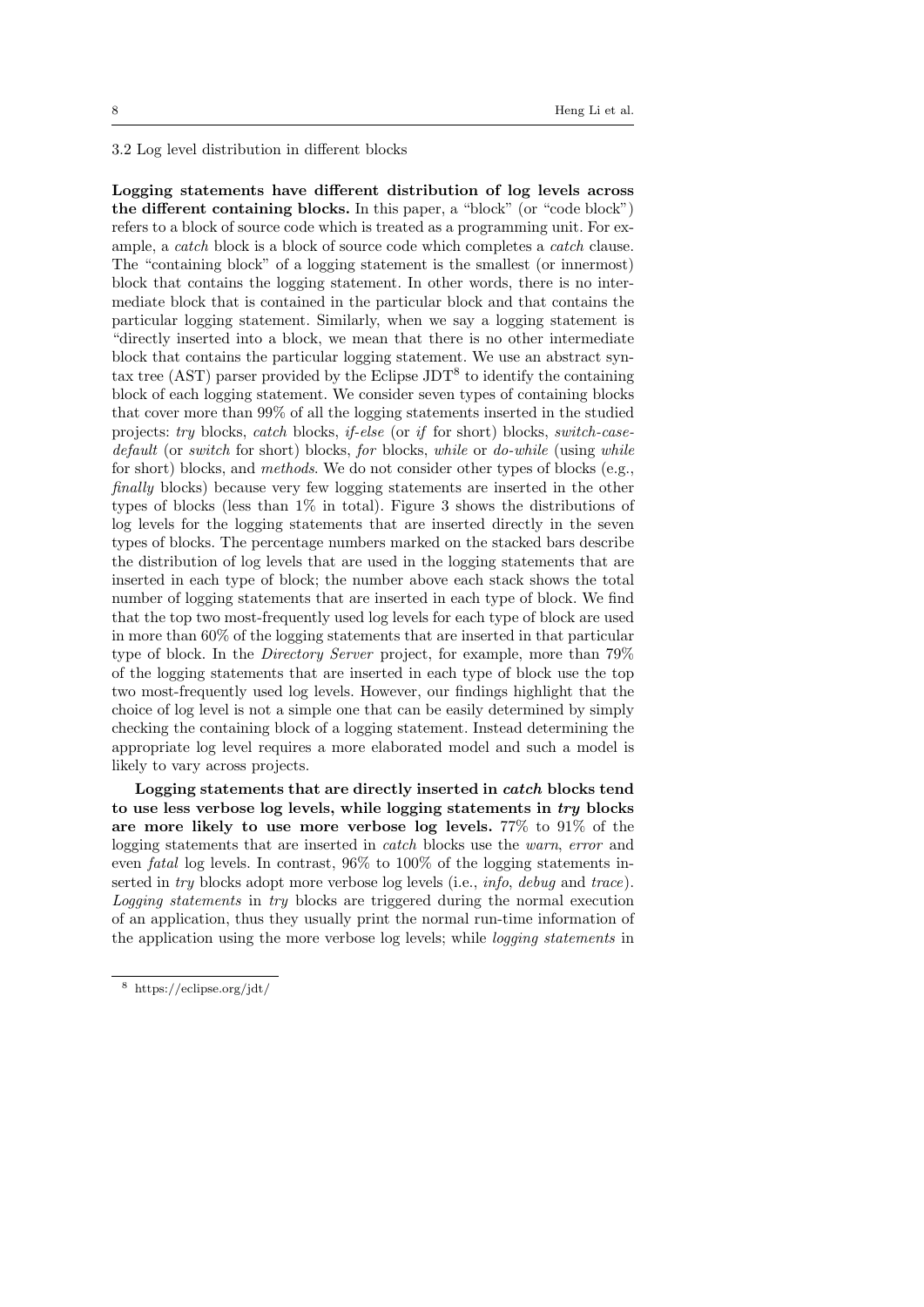### 3.2 Log level distribution in different blocks

**Logging statements have different distribution of log levels across the different containing blocks.** In this paper, a "block" (or "code block") refers to a block of source code which is treated as a programming unit. For example, a *catch* block is a block of source code which completes a *catch* clause. The "containing block" of a logging statement is the smallest (or innermost) block that contains the logging statement. In other words, there is no intermediate block that is contained in the particular block and that contains the particular logging statement. Similarly, when we say a logging statement is "directly inserted into a block, we mean that there is no other intermediate block that contains the particular logging statement. We use an abstract syntax tree (AST) parser provided by the Eclipse JDT[8] to identify the containing block of each logging statement. We consider seven types of containing blocks that cover more than 99% of all the logging statements inserted in the studied projects: *try* blocks, *catch* blocks, *if-else* (or *if* for short) blocks, *switch-case-default* (or *switch* for short) blocks, *for* blocks, *while* or *do-while* (using *while* for short) blocks, and *methods*. We do not consider other types of blocks (e.g., *finally* blocks) because very few logging statements are inserted in the other types of blocks (less than 1% in total). Figure 3 shows the distributions of log levels for the logging statements that are inserted directly in the seven types of blocks. The percentage numbers marked on the stacked bars describe the distribution of log levels that are used in the logging statements that are inserted in each type of block; the number above each stack shows the total number of logging statements that are inserted in each type of block. We find that the top two most-frequently used log levels for each type of block are used in more than 60% of the logging statements that are inserted in that particular type of block. In the *Directory Server* project, for example, more than 79% of the logging statements that are inserted in each type of block use the top two most-frequently used log levels. However, our findings highlight that the choice of log level is not a simple one that can be easily determined by simply checking the containing block of a logging statement. Instead determining the appropriate log level requires a more elaborated model and such a model is likely to vary across projects.

**Logging statements that are directly inserted in *catch* blocks tend to use less verbose log levels, while logging statements in *try* blocks are more likely to use more verbose log levels.** 77% to 91% of the logging statements that are inserted in *catch* blocks use the *warn*, *error* and even *fatal* log levels. In contrast, 96% to 100% of the logging statements inserted in *try* blocks adopt more verbose log levels (i.e., *info*, *debug* and *trace*). *Logging statements* in *try* blocks are triggered during the normal execution of an application, thus they usually print the normal run-time information of the application using the more verbose log levels; while *logging statements* in

[8] https://eclipse.org/jdt/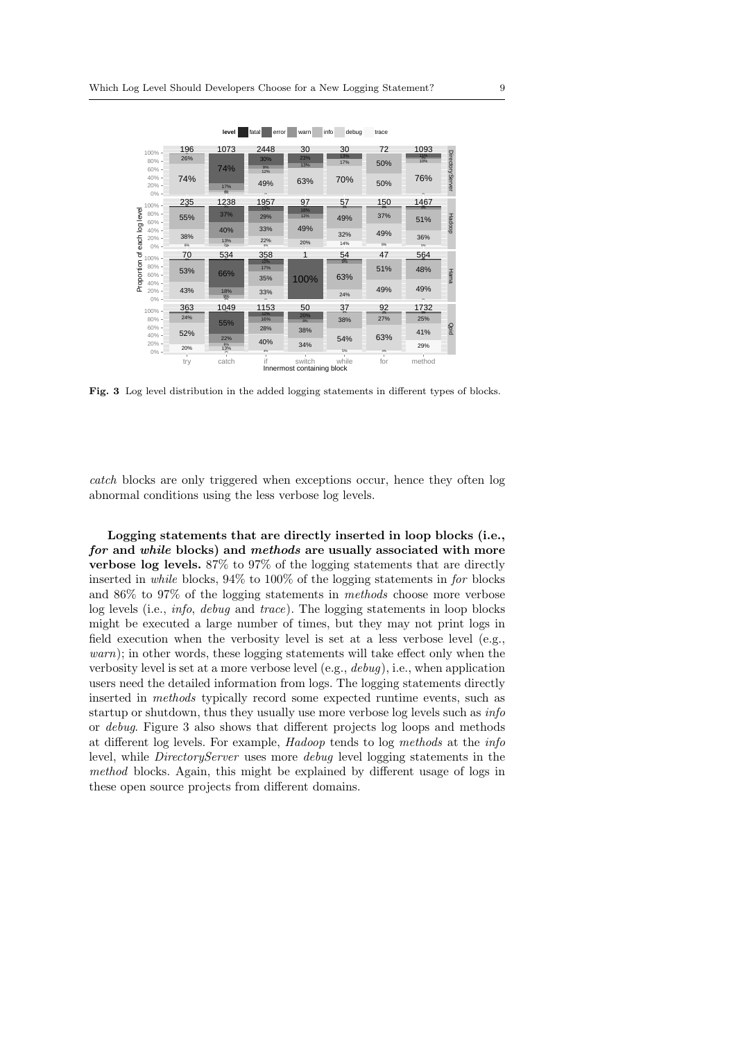level fatal error warn info debug trace

Proportion of each log level

DirectoryServer: 196, 1073, 2448, 30, 30, 72, 1093
26%, 74%, 30%, 23%, 13%, 17%, 50%, 11%, 10%
74%, 17%, 9%, 12%, 49%, 63%, 70%, 50%, 76%

Hadoop: 235, 1238, 1957, 97, 57, 150, 1467
55%, 37%, 11%, 18%, 12%, 29%, 49%, 37%, 51%
38%, 40%, 33%, 49%, 32%, 49%, 36%
6%, 13%, 22%, 20%, 14%, 6%, 5%

Hama: 70, 534, 358, 1, 54, 47, 564
53%, 66%, 15%, 17%, 35%, 100%, 6%, 63%, 51%, 48%
43%, 18%, 33%, 24%, 49%, 49%

Qpid: 363, 1049, 1153, 50, 37, 92, 1732
24%, 55%, 14%, 16%, 28%, 20%, 38%, 27%, 25%
52%, 22%, 40%, 38%, 34%, 54%, 63%, 41%
20%, 6%, 13%, 29%, 5%

try catch if switch while for method

Innermost containing block

**Fig. 3** Log level distribution in the added logging statements in different types of blocks.

*catch* blocks are only triggered when exceptions occur, hence they often log abnormal conditions using the less verbose log levels.

**Logging statements that are directly inserted in loop blocks (i.e., *for* and *while* blocks) and *methods* are usually associated with more verbose log levels.** 87% to 97% of the logging statements that are directly inserted in *while* blocks, 94% to 100% of the logging statements in *for* blocks and 86% to 97% of the logging statements in *methods* choose more verbose log levels (i.e., *info*, *debug* and *trace*). The logging statements in loop blocks might be executed a large number of times, but they may not print logs in field execution when the verbosity level is set at a less verbose level (e.g., *warn*); in other words, these logging statements will take effect only when the verbosity level is set at a more verbose level (e.g., *debug*), i.e., when application users need the detailed information from logs. The logging statements directly inserted in *methods* typically record some expected runtime events, such as startup or shutdown, thus they usually use more verbose log levels such as *info* or *debug*. Figure 3 also shows that different projects log loops and methods at different log levels. For example, *Hadoop* tends to log *methods* at the *info* level, while *DirectoryServer* uses more *debug* level logging statements in the *method* blocks. Again, this might be explained by different usage of logs in these open source projects from different domains.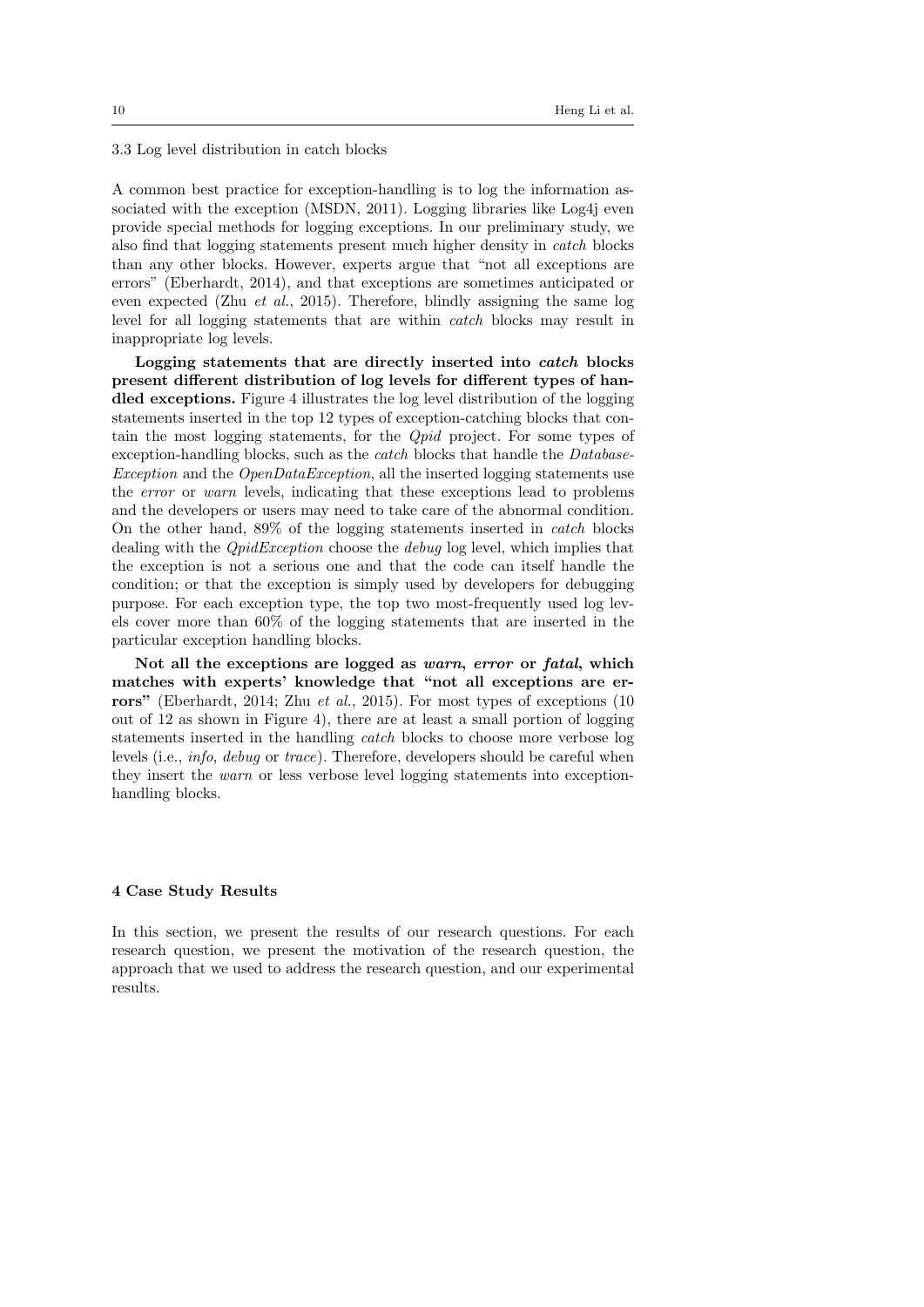### 3.3 Log level distribution in catch blocks

A common best practice for exception-handling is to log the information associated with the exception (MSDN, 2011). Logging libraries like Log4j even provide special methods for logging exceptions. In our preliminary study, we also find that logging statements present much higher density in *catch* blocks than any other blocks. However, experts argue that "not all exceptions are errors" (Eberhardt, 2014), and that exceptions are sometimes anticipated or even expected (Zhu *et al.*, 2015). Therefore, blindly assigning the same log level for all logging statements that are within *catch* blocks may result in inappropriate log levels.

**Logging statements that are directly inserted into *catch* blocks present different distribution of log levels for different types of handled exceptions.** Figure 4 illustrates the log level distribution of the logging statements inserted in the top 12 types of exception-catching blocks that contain the most logging statements, for the *Qpid* project. For some types of exception-handling blocks, such as the *catch* blocks that handle the *DatabaseException* and the *OpenDataException*, all the inserted logging statements use the *error* or *warn* levels, indicating that these exceptions lead to problems and the developers or users may need to take care of the abnormal condition. On the other hand, 89% of the logging statements inserted in *catch* blocks dealing with the *QpidException* choose the *debug* log level, which implies that the exception is not a serious one and that the code can itself handle the condition; or that the exception is simply used by developers for debugging purpose. For each exception type, the top two most-frequently used log levels cover more than 60% of the logging statements that are inserted in the particular exception handling blocks.

**Not all the exceptions are logged as *warn*, *error* or *fatal*, which matches with experts' knowledge that "not all exceptions are errors"** (Eberhardt, 2014; Zhu *et al.*, 2015). For most types of exceptions (10 out of 12 as shown in Figure 4), there are at least a small portion of logging statements inserted in the handling *catch* blocks to choose more verbose log levels (i.e., *info*, *debug* or *trace*). Therefore, developers should be careful when they insert the *warn* or less verbose level logging statements into exception-handling blocks.

## 4 Case Study Results

In this section, we present the results of our research questions. For each research question, we present the motivation of the research question, the approach that we used to address the research question, and our experimental results.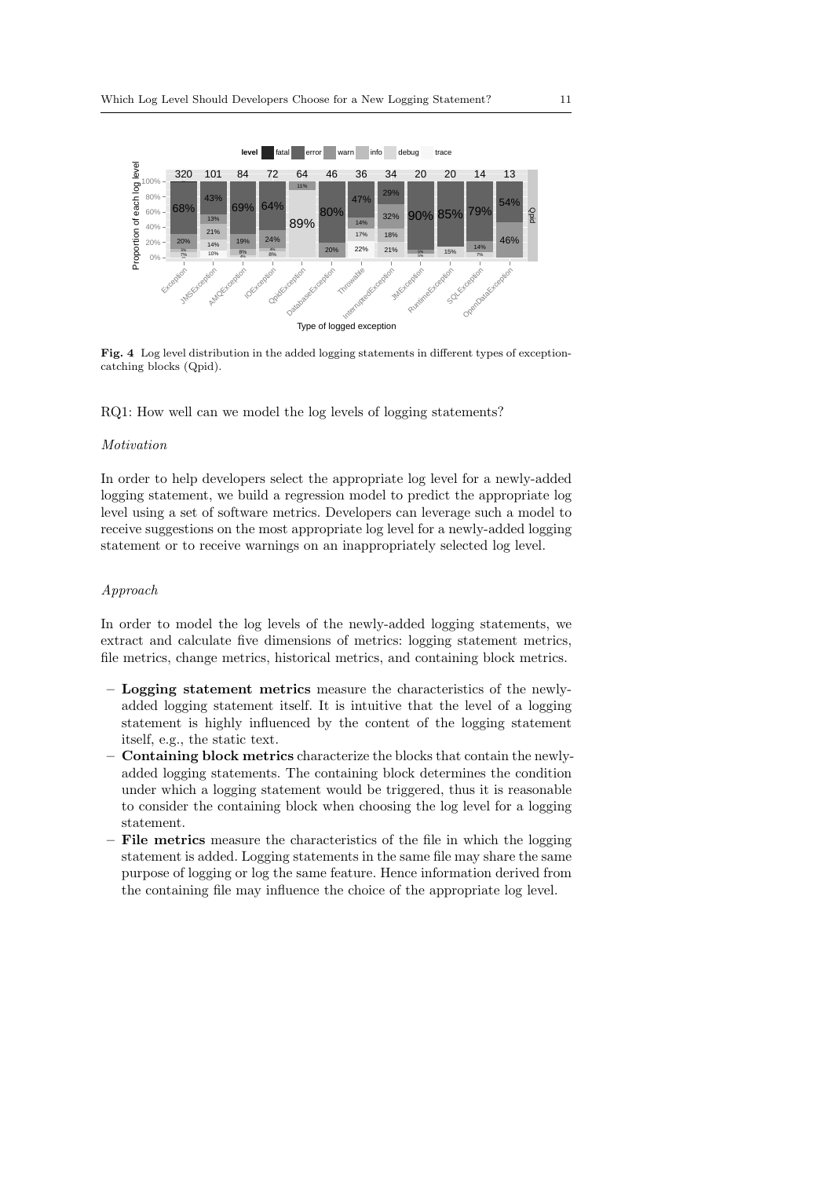level fatal error warn info debug trace

Proportion of each log level

320 101 84 72 64 46 36 34 20 20 14 13

100%
80%
60%
40%
20%
0%

68% 43% 69% 64% 11% 89% 80% 47% 29% 90% 85% 79% 54%

13% 21% 14% 10% 20% 19% 24% 8% 8% 20% 14% 17% 22% 32% 18% 21% 15% 14% 7% 46%

Qpid

Exception JMSException AMQException IOException QpidException DatabaseException Throwable InterruptedException JMException RuntimeException SQLException OpenDataException

Type of logged exception

**Fig. 4** Log level distribution in the added logging statements in different types of exception-catching blocks (Qpid).

RQ1: How well can we model the log levels of logging statements?

*Motivation*

In order to help developers select the appropriate log level for a newly-added logging statement, we build a regression model to predict the appropriate log level using a set of software metrics. Developers can leverage such a model to receive suggestions on the most appropriate log level for a newly-added logging statement or to receive warnings on an inappropriately selected log level.

*Approach*

In order to model the log levels of the newly-added logging statements, we extract and calculate five dimensions of metrics: logging statement metrics, file metrics, change metrics, historical metrics, and containing block metrics.

- **Logging statement metrics** measure the characteristics of the newly-added logging statement itself. It is intuitive that the level of a logging statement is highly influenced by the content of the logging statement itself, e.g., the static text.
- **Containing block metrics** characterize the blocks that contain the newly-added logging statements. The containing block determines the condition under which a logging statement would be triggered, thus it is reasonable to consider the containing block when choosing the log level for a logging statement.
- **File metrics** measure the characteristics of the file in which the logging statement is added. Logging statements in the same file may share the same purpose of logging or log the same feature. Hence information derived from the containing file may influence the choice of the appropriate log level.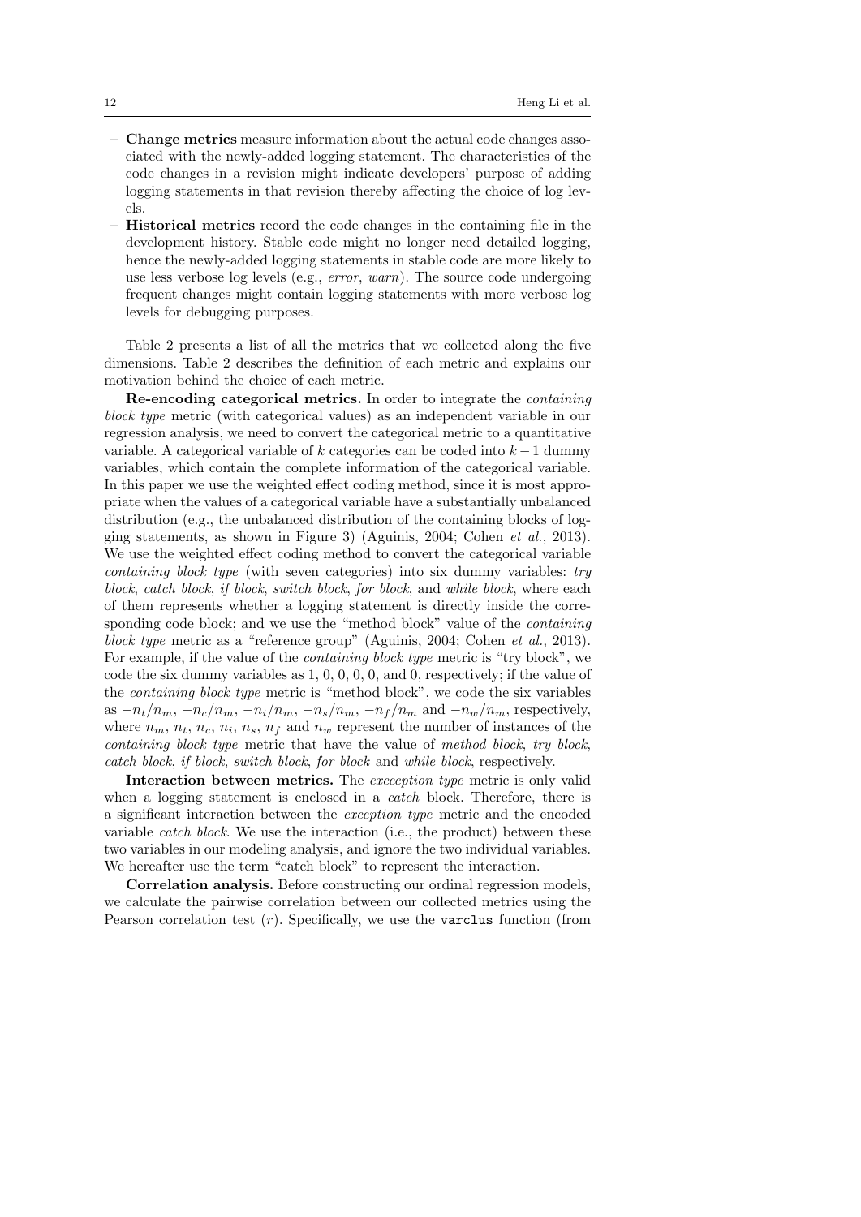- **Change metrics** measure information about the actual code changes associated with the newly-added logging statement. The characteristics of the code changes in a revision might indicate developers' purpose of adding logging statements in that revision thereby affecting the choice of log levels.
- **Historical metrics** record the code changes in the containing file in the development history. Stable code might no longer need detailed logging, hence the newly-added logging statements in stable code are more likely to use less verbose log levels (e.g., *error*, *warn*). The source code undergoing frequent changes might contain logging statements with more verbose log levels for debugging purposes.

Table 2 presents a list of all the metrics that we collected along the five dimensions. Table 2 describes the definition of each metric and explains our motivation behind the choice of each metric.

**Re-encoding categorical metrics.** In order to integrate the *containing block type* metric (with categorical values) as an independent variable in our regression analysis, we need to convert the categorical metric to a quantitative variable. A categorical variable of $k$ categories can be coded into $k-1$ dummy variables, which contain the complete information of the categorical variable. In this paper we use the weighted effect coding method, since it is most appropriate when the values of a categorical variable have a substantially unbalanced distribution (e.g., the unbalanced distribution of the containing blocks of logging statements, as shown in Figure 3) (Aguinis, 2004; Cohen *et al.*, 2013). We use the weighted effect coding method to convert the categorical variable *containing block type* (with seven categories) into six dummy variables: *try block*, *catch block*, *if block*, *switch block*, *for block*, and *while block*, where each of them represents whether a logging statement is directly inside the corresponding code block; and we use the "method block" value of the *containing block type* metric as a "reference group" (Aguinis, 2004; Cohen *et al.*, 2013). For example, if the value of the *containing block type* metric is "try block", we code the six dummy variables as 1, 0, 0, 0, 0, and 0, respectively; if the value of the *containing block type* metric is "method block", we code the six variables as $-n_t/n_m$, $-n_c/n_m$, $-n_i/n_m$, $-n_s/n_m$, $-n_f/n_m$ and $-n_w/n_m$, respectively, where $n_m$, $n_t$, $n_c$, $n_i$, $n_s$, $n_f$ and $n_w$ represent the number of instances of the *containing block type* metric that have the value of *method block*, *try block*, *catch block*, *if block*, *switch block*, *for block* and *while block*, respectively.

**Interaction between metrics.** The *excecption type* metric is only valid when a logging statement is enclosed in a *catch* block. Therefore, there is a significant interaction between the *exception type* metric and the encoded variable *catch block*. We use the interaction (i.e., the product) between these two variables in our modeling analysis, and ignore the two individual variables. We hereafter use the term "catch block" to represent the interaction.

**Correlation analysis.** Before constructing our ordinal regression models, we calculate the pairwise correlation between our collected metrics using the Pearson correlation test ($r$). Specifically, we use the `varclus` function (from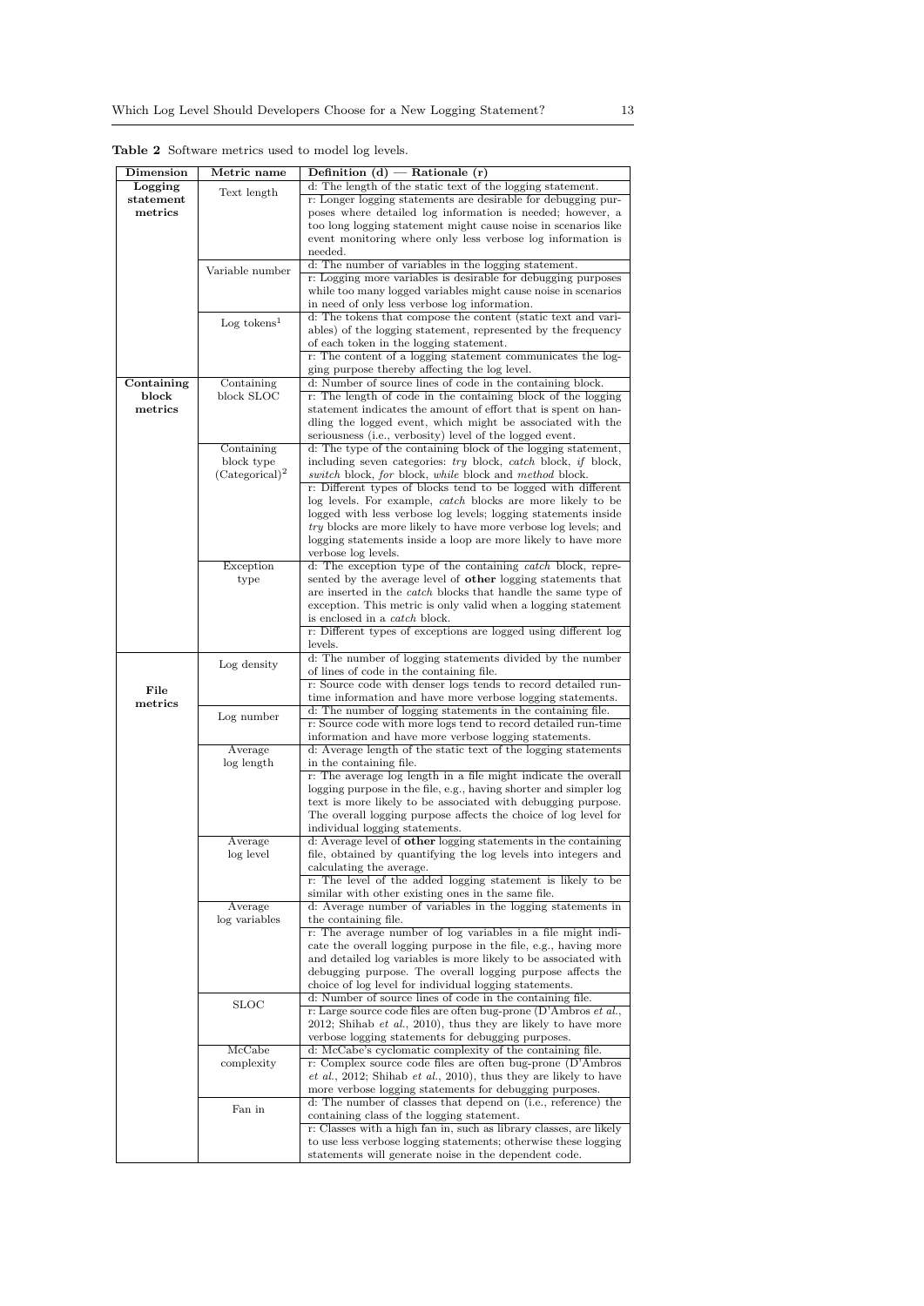**Table 2** Software metrics used to model log levels.

| Dimension | Metric name | Definition (d) — Rationale (r) |
|---|---|---|
| **Logging statement metrics** | Text length | d: The length of the static text of the logging statement.<br>r: Longer logging statements are desirable for debugging purposes where detailed log information is needed; however, a too long logging statement might cause noise in scenarios like event monitoring where only less verbose log information is needed. |
| | Variable number | d: The number of variables in the logging statement.<br>r: Logging more variables is desirable for debugging purposes while too many logged variables might cause noise in scenarios in need of only less verbose log information. |
| | Log tokens[1] | d: The tokens that compose the content (static text and variables) of the logging statement, represented by the frequency of each token in the logging statement.<br>r: The content of a logging statement communicates the logging purpose thereby affecting the log level. |
| **Containing block metrics** | Containing block SLOC | d: Number of source lines of code in the containing block.<br>r: The length of code in the containing block of the logging statement indicates the amount of effort that is spent on handling the logged event, which might be associated with the seriousness (i.e., verbosity) level of the logged event. |
| | Containing block type (Categorical)[2] | d: The type of the containing block of the logging statement, including seven categories: *try* block, *catch* block, *if* block, *switch* block, *for* block, *while* block and *method* block.<br>r: Different types of blocks tend to be logged with different log levels. For example, *catch* blocks are more likely to be logged with less verbose log levels; logging statements inside *try* blocks are more likely to have more verbose log levels; and logging statements inside a loop are more likely to have more verbose log levels. |
| | Exception type | d: The exception type of the containing *catch* block, represented by the average level of **other** logging statements that are inserted in the *catch* blocks that handle the same type of exception. This metric is only valid when a logging statement is enclosed in a *catch* block.<br>r: Different types of exceptions are logged using different log levels. |
| **File metrics** | Log density | d: The number of logging statements divided by the number of lines of code in the containing file.<br>r: Source code with denser logs tends to record detailed runtime information and have more verbose logging statements. |
| | Log number | d: The number of logging statements in the containing file.<br>r: Source code with more logs tend to record detailed run-time information and have more verbose logging statements. |
| | Average log length | d: Average length of the static text of the logging statements in the containing file.<br>r: The average log length in a file might indicate the overall logging purpose in the file, e.g., having shorter and simpler log text is more likely to be associated with debugging purpose. The overall logging purpose affects the choice of log level for individual logging statements. |
| | Average log level | d: Average level of **other** logging statements in the containing file, obtained by quantifying the log levels into integers and calculating the average.<br>r: The level of the added logging statement is likely to be similar with other existing ones in the same file. |
| | Average log variables | d: Average number of variables in the logging statements in the containing file.<br>r: The average number of log variables in a file might indicate the overall logging purpose in the file, e.g., having more and detailed log variables is more likely to be associated with debugging purpose. The overall logging purpose affects the choice of log level for individual logging statements. |
| | SLOC | d: Number of source lines of code in the containing file.<br>r: Large source code files are often bug-prone (D'Ambros *et al.*, 2012; Shihab *et al.*, 2010), thus they are likely to have more verbose logging statements for debugging purposes. |
| | McCabe complexity | d: McCabe's cyclomatic complexity of the containing file.<br>r: Complex source code files are often bug-prone (D'Ambros *et al.*, 2012; Shihab *et al.*, 2010), thus they are likely to have more verbose logging statements for debugging purposes. |
| | Fan in | d: The number of classes that depend on (i.e., reference) the containing class of the logging statement.<br>r: Classes with a high fan in, such as library classes, are likely to use less verbose logging statements; otherwise these logging statements will generate noise in the dependent code. |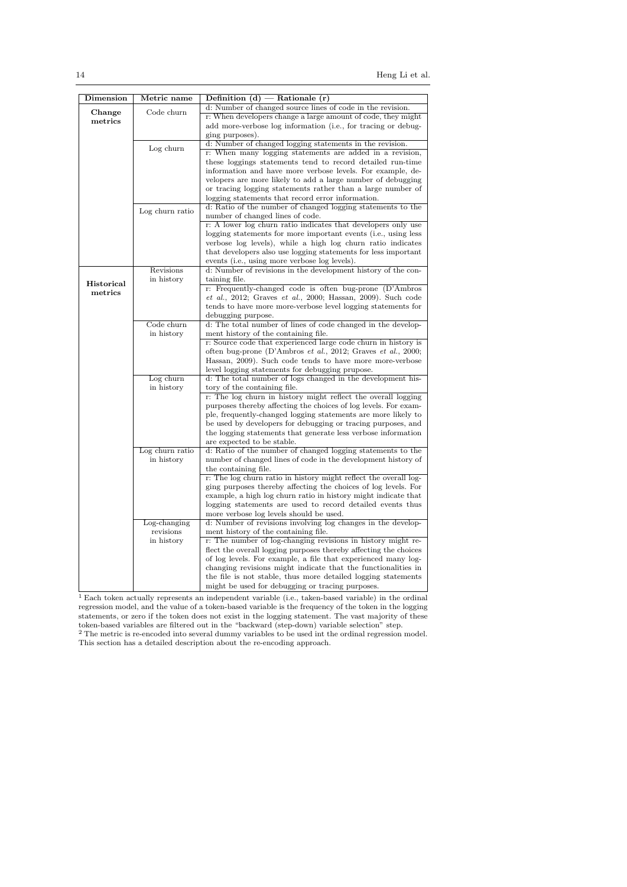| Dimension | Metric name | Definition (d) — Rationale (r) |
|---|---|---|
| **Change metrics** | Code churn | d: Number of changed source lines of code in the revision. |
| | | r: When developers change a large amount of code, they might add more-verbose log information (i.e., for tracing or debugging purposes). |
| | Log churn | d: Number of changed logging statements in the revision. |
| | | r: When many logging statements are added in a revision, these loggings statements tend to record detailed run-time information and have more verbose levels. For example, developers are more likely to add a large number of debugging or tracing logging statements rather than a large number of logging statements that record error information. |
| | Log churn ratio | d: Ratio of the number of changed logging statements to the number of changed lines of code. |
| | | r: A lower log churn ratio indicates that developers only use logging statements for more important events (i.e., using less verbose log levels), while a high log churn ratio indicates that developers also use logging statements for less important events (i.e., using more verbose log levels). |
| **Historical metrics** | Revisions in history | d: Number of revisions in the development history of the containing file. |
| | | r: Frequently-changed code is often bug-prone (D'Ambros *et al.*, 2012; Graves *et al.*, 2000; Hassan, 2009). Such code tends to have more more-verbose level logging statements for debugging purpose. |
| | Code churn in history | d: The total number of lines of code changed in the development history of the containing file. |
| | | r: Source code that experienced large code churn in history is often bug-prone (D'Ambros *et al.*, 2012; Graves *et al.*, 2000; Hassan, 2009). Such code tends to have more more-verbose level logging statements for debugging prupose. |
| | Log churn in history | d: The total number of logs changed in the development history of the containing file. |
| | | r: The log churn in history might reflect the overall logging purposes thereby affecting the choices of log levels. For example, frequently-changed logging statements are more likely to be used by developers for debugging or tracing purposes, and the logging statements that generate less verbose information are expected to be stable. |
| | Log churn ratio in history | d: Ratio of the number of changed logging statements to the number of changed lines of code in the development history of the containing file. |
| | | r: The log churn ratio in history might reflect the overall logging purposes thereby affecting the choices of log levels. For example, a high log churn ratio in history might indicate that logging statements are used to record detailed events thus more verbose log levels should be used. |
| | Log-changing revisions in history | d: Number of revisions involving log changes in the development history of the containing file. |
| | | r: The number of log-changing revisions in history might reflect the overall logging purposes thereby affecting the choices of log levels. For example, a file that experienced many log-changing revisions might indicate that the functionalities in the file is not stable, thus more detailed logging statements might be used for debugging or tracing purposes. |

[1] Each token actually represents an independent variable (i.e., taken-based variable) in the ordinal regression model, and the value of a token-based variable is the frequency of the token in the logging statements, or zero if the token does not exist in the logging statement. The vast majority of these token-based variables are filtered out in the "backward (step-down) variable selection" step.
[2] The metric is re-encoded into several dummy variables to be used int the ordinal regression model. This section has a detailed description about the re-encoding approach.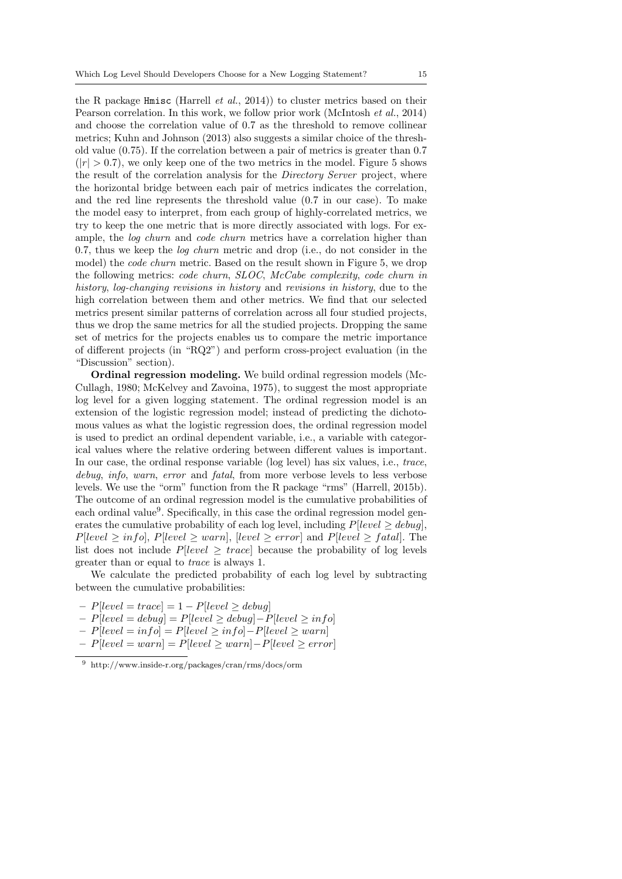the R package Hmisc (Harrell *et al.*, 2014)) to cluster metrics based on their Pearson correlation. In this work, we follow prior work (McIntosh *et al.*, 2014) and choose the correlation value of 0.7 as the threshold to remove collinear metrics; Kuhn and Johnson (2013) also suggests a similar choice of the threshold value (0.75). If the correlation between a pair of metrics is greater than 0.7 ($|r| > 0.7$), we only keep one of the two metrics in the model. Figure 5 shows the result of the correlation analysis for the *Directory Server* project, where the horizontal bridge between each pair of metrics indicates the correlation, and the red line represents the threshold value (0.7 in our case). To make the model easy to interpret, from each group of highly-correlated metrics, we try to keep the one metric that is more directly associated with logs. For example, the *log churn* and *code churn* metrics have a correlation higher than 0.7, thus we keep the *log churn* metric and drop (i.e., do not consider in the model) the *code churn* metric. Based on the result shown in Figure 5, we drop the following metrics: *code churn*, *SLOC*, *McCabe complexity*, *code churn in history*, *log-changing revisions in history* and *revisions in history*, due to the high correlation between them and other metrics. We find that our selected metrics present similar patterns of correlation across all four studied projects, thus we drop the same metrics for all the studied projects. Dropping the same set of metrics for the projects enables us to compare the metric importance of different projects (in "RQ2") and perform cross-project evaluation (in the "Discussion" section).

**Ordinal regression modeling.** We build ordinal regression models (McCullagh, 1980; McKelvey and Zavoina, 1975), to suggest the most appropriate log level for a given logging statement. The ordinal regression model is an extension of the logistic regression model; instead of predicting the dichotomous values as what the logistic regression does, the ordinal regression model is used to predict an ordinal dependent variable, i.e., a variable with categorical values where the relative ordering between different values is important. In our case, the ordinal response variable (log level) has six values, i.e., *trace*, *debug*, *info*, *warn*, *error* and *fatal*, from more verbose levels to less verbose levels. We use the "orm" function from the R package "rms" (Harrell, 2015b). The outcome of an ordinal regression model is the cumulative probabilities of each ordinal value[9]. Specifically, in this case the ordinal regression model generates the cumulative probability of each log level, including $P[level \geq debug]$, $P[level \geq info]$, $P[level \geq warn]$, $[level \geq error]$ and $P[level \geq fatal]$. The list does not include $P[level \geq trace]$ because the probability of log levels greater than or equal to *trace* is always 1.

We calculate the predicted probability of each log level by subtracting between the cumulative probabilities:

- $P[level = trace] = 1 - P[level \geq debug]$
- $P[level = debug] = P[level \geq debug] - P[level \geq info]$
- $P[level = info] = P[level \geq info] - P[level \geq warn]$
- $P[level = warn] = P[level \geq warn] - P[level \geq error]$

[9] http://www.inside-r.org/packages/cran/rms/docs/orm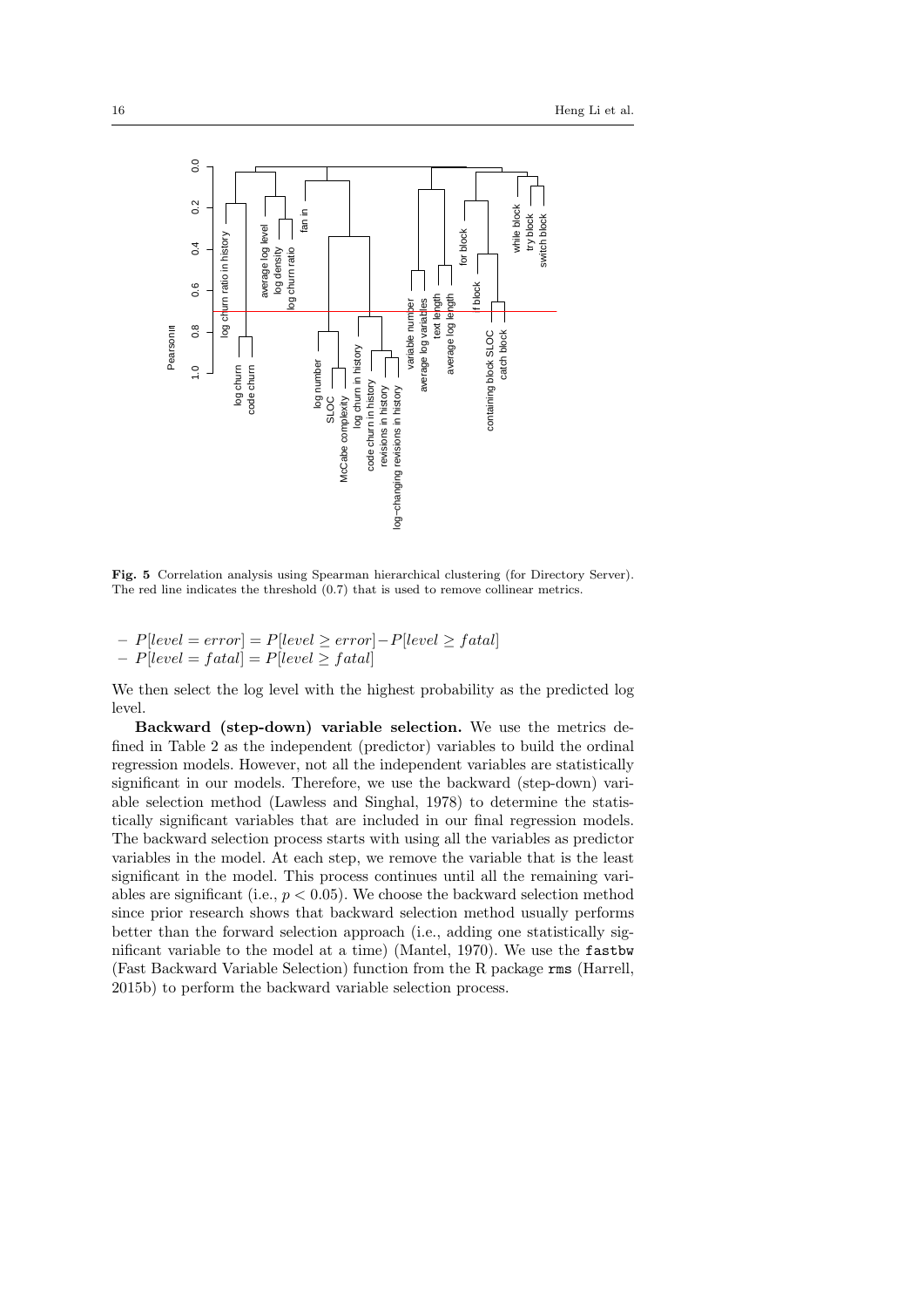Pearson

0.0
0.2
0.4
0.6
0.8
1.0

log churn ratio in history
log churn
code churn
average log level
log density
log churn ratio
fan in
log number
SLOC
McCabe complexity
log churn in history
code churn in history
revisions in history
log−changing revisions in history
variable number
average log variables
text length
average log length
for block
if block
containing block SLOC
catch block
while block
try block
switch block

**Fig. 5** Correlation analysis using Spearman hierarchical clustering (for Directory Server). The red line indicates the threshold (0.7) that is used to remove collinear metrics.

- $P[level = error] = P[level \geq error] - P[level \geq fatal]$
- $P[level = fatal] = P[level \geq fatal]$

We then select the log level with the highest probability as the predicted log level.

**Backward (step-down) variable selection.** We use the metrics defined in Table 2 as the independent (predictor) variables to build the ordinal regression models. However, not all the independent variables are statistically significant in our models. Therefore, we use the backward (step-down) variable selection method (Lawless and Singhal, 1978) to determine the statistically significant variables that are included in our final regression models. The backward selection process starts with using all the variables as predictor variables in the model. At each step, we remove the variable that is the least significant in the model. This process continues until all the remaining variables are significant (i.e., $p < 0.05$). We choose the backward selection method since prior research shows that backward selection method usually performs better than the forward selection approach (i.e., adding one statistically significant variable to the model at a time) (Mantel, 1970). We use the `fastbw` (Fast Backward Variable Selection) function from the R package `rms` (Harrell, 2015b) to perform the backward variable selection process.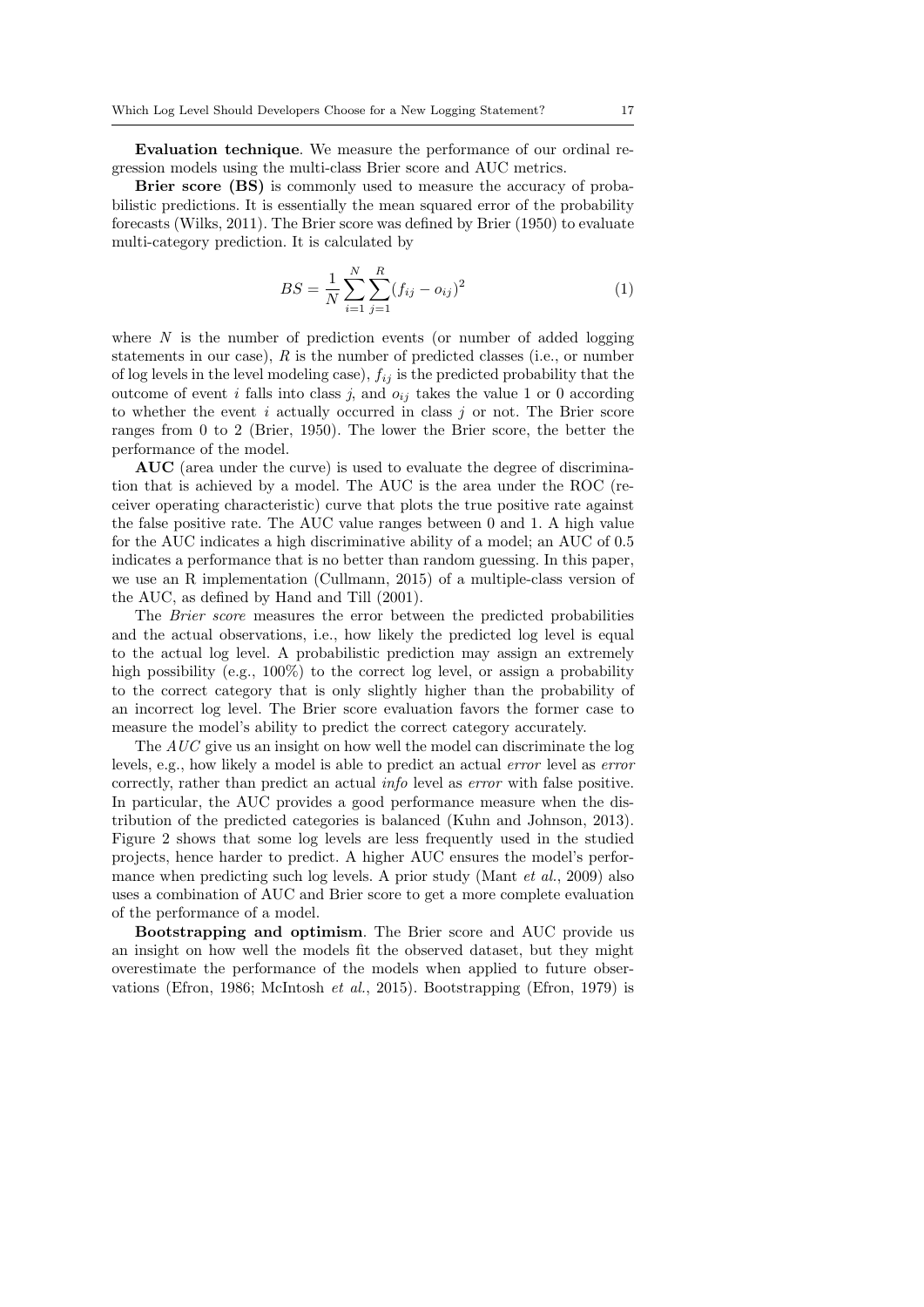**Evaluation technique**. We measure the performance of our ordinal regression models using the multi-class Brier score and AUC metrics.

**Brier score (BS)** is commonly used to measure the accuracy of probabilistic predictions. It is essentially the mean squared error of the probability forecasts (Wilks, 2011). The Brier score was defined by Brier (1950) to evaluate multi-category prediction. It is calculated by

$$BS = \frac{1}{N} \sum_{i=1}^{N} \sum_{j=1}^{R} (f_{ij} - o_{ij})^2 \tag{1}$$

where $N$ is the number of prediction events (or number of added logging statements in our case), $R$ is the number of predicted classes (i.e., or number of log levels in the level modeling case), $f_{ij}$ is the predicted probability that the outcome of event $i$ falls into class $j$, and $o_{ij}$ takes the value 1 or 0 according to whether the event $i$ actually occurred in class $j$ or not. The Brier score ranges from 0 to 2 (Brier, 1950). The lower the Brier score, the better the performance of the model.

**AUC** (area under the curve) is used to evaluate the degree of discrimination that is achieved by a model. The AUC is the area under the ROC (receiver operating characteristic) curve that plots the true positive rate against the false positive rate. The AUC value ranges between 0 and 1. A high value for the AUC indicates a high discriminative ability of a model; an AUC of 0.5 indicates a performance that is no better than random guessing. In this paper, we use an R implementation (Cullmann, 2015) of a multiple-class version of the AUC, as defined by Hand and Till (2001).

The *Brier score* measures the error between the predicted probabilities and the actual observations, i.e., how likely the predicted log level is equal to the actual log level. A probabilistic prediction may assign an extremely high possibility (e.g., 100%) to the correct log level, or assign a probability to the correct category that is only slightly higher than the probability of an incorrect log level. The Brier score evaluation favors the former case to measure the model's ability to predict the correct category accurately.

The *AUC* give us an insight on how well the model can discriminate the log levels, e.g., how likely a model is able to predict an actual *error* level as *error* correctly, rather than predict an actual *info* level as *error* with false positive. In particular, the AUC provides a good performance measure when the distribution of the predicted categories is balanced (Kuhn and Johnson, 2013). Figure 2 shows that some log levels are less frequently used in the studied projects, hence harder to predict. A higher AUC ensures the model's performance when predicting such log levels. A prior study (Mant *et al.*, 2009) also uses a combination of AUC and Brier score to get a more complete evaluation of the performance of a model.

**Bootstrapping and optimism**. The Brier score and AUC provide us an insight on how well the models fit the observed dataset, but they might overestimate the performance of the models when applied to future observations (Efron, 1986; McIntosh *et al.*, 2015). Bootstrapping (Efron, 1979) is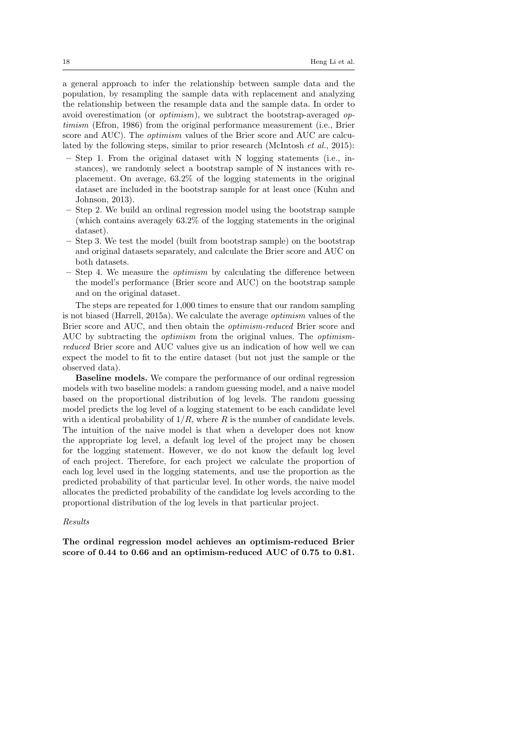a general approach to infer the relationship between sample data and the population, by resampling the sample data with replacement and analyzing the relationship between the resample data and the sample data. In order to avoid overestimation (or *optimism*), we subtract the bootstrap-averaged *optimism* (Efron, 1986) from the original performance measurement (i.e., Brier score and AUC). The *optimism* values of the Brier score and AUC are calculated by the following steps, similar to prior research (McIntosh *et al.*, 2015):

- Step 1. From the original dataset with N logging statements (i.e., instances), we randomly select a bootstrap sample of N instances with replacement. On average, 63.2% of the logging statements in the original dataset are included in the bootstrap sample for at least once (Kuhn and Johnson, 2013).
- Step 2. We build an ordinal regression model using the bootstrap sample (which contains averagely 63.2% of the logging statements in the original dataset).
- Step 3. We test the model (built from bootstrap sample) on the bootstrap and original datasets separately, and calculate the Brier score and AUC on both datasets.
- Step 4. We measure the *optimism* by calculating the difference between the model's performance (Brier score and AUC) on the bootstrap sample and on the original dataset.

The steps are repeated for 1,000 times to ensure that our random sampling is not biased (Harrell, 2015a). We calculate the average *optimism* values of the Brier score and AUC, and then obtain the *optimism-reduced* Brier score and AUC by subtracting the *optimism* from the original values. The *optimism-reduced* Brier score and AUC values give us an indication of how well we can expect the model to fit to the entire dataset (but not just the sample or the observed data).

**Baseline models.** We compare the performance of our ordinal regression models with two baseline models: a random guessing model, and a naive model based on the proportional distribution of log levels. The random guessing model predicts the log level of a logging statement to be each candidate level with a identical probability of $1/R$, where $R$ is the number of candidate levels. The intuition of the naive model is that when a developer does not know the appropriate log level, a default log level of the project may be chosen for the logging statement. However, we do not know the default log level of each project. Therefore, for each project we calculate the proportion of each log level used in the logging statements, and use the proportion as the predicted probability of that particular level. In other words, the naive model allocates the predicted probability of the candidate log levels according to the proportional distribution of the log levels in that particular project.

*Results*

**The ordinal regression model achieves an optimism-reduced Brier score of 0.44 to 0.66 and an optimism-reduced AUC of 0.75 to 0.81.**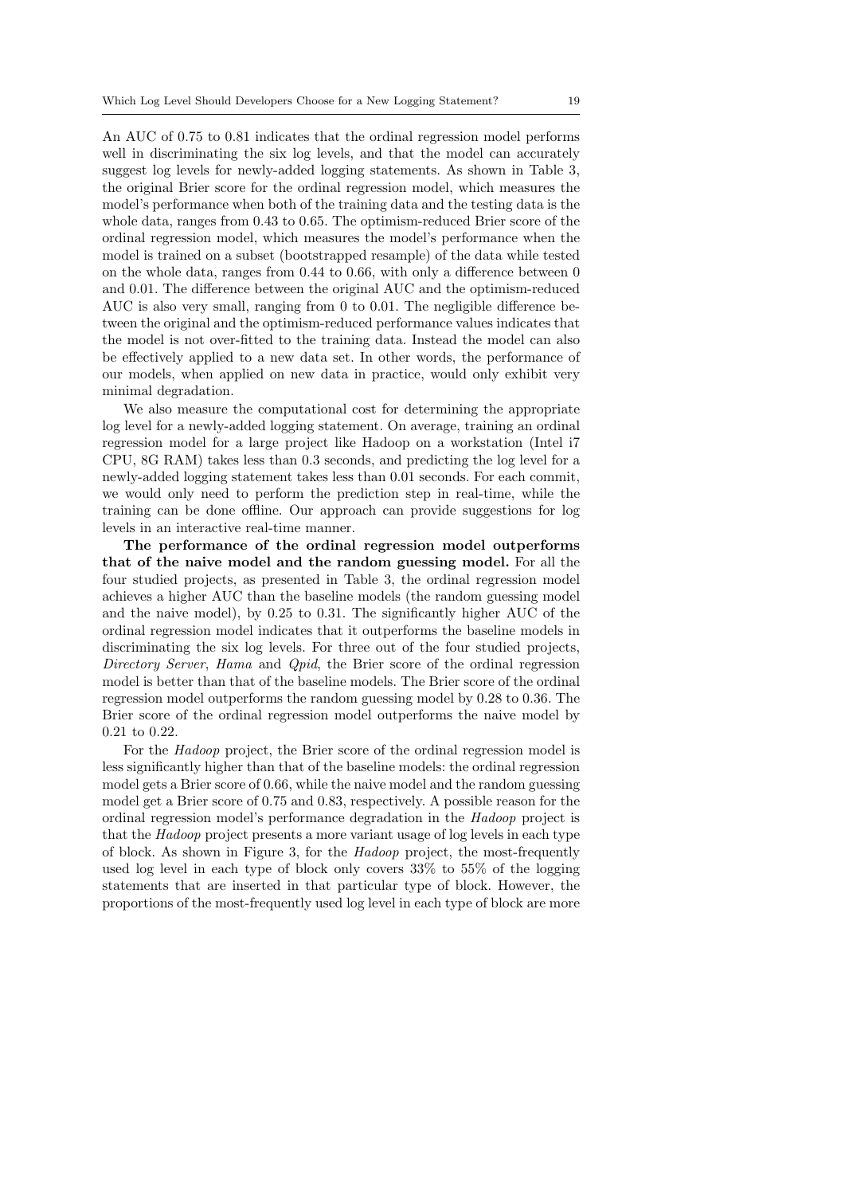An AUC of 0.75 to 0.81 indicates that the ordinal regression model performs well in discriminating the six log levels, and that the model can accurately suggest log levels for newly-added logging statements. As shown in Table 3, the original Brier score for the ordinal regression model, which measures the model's performance when both of the training data and the testing data is the whole data, ranges from 0.43 to 0.65. The optimism-reduced Brier score of the ordinal regression model, which measures the model's performance when the model is trained on a subset (bootstrapped resample) of the data while tested on the whole data, ranges from 0.44 to 0.66, with only a difference between 0 and 0.01. The difference between the original AUC and the optimism-reduced AUC is also very small, ranging from 0 to 0.01. The negligible difference between the original and the optimism-reduced performance values indicates that the model is not over-fitted to the training data. Instead the model can also be effectively applied to a new data set. In other words, the performance of our models, when applied on new data in practice, would only exhibit very minimal degradation.

We also measure the computational cost for determining the appropriate log level for a newly-added logging statement. On average, training an ordinal regression model for a large project like Hadoop on a workstation (Intel i7 CPU, 8G RAM) takes less than 0.3 seconds, and predicting the log level for a newly-added logging statement takes less than 0.01 seconds. For each commit, we would only need to perform the prediction step in real-time, while the training can be done offline. Our approach can provide suggestions for log levels in an interactive real-time manner.

**The performance of the ordinal regression model outperforms that of the naive model and the random guessing model.** For all the four studied projects, as presented in Table 3, the ordinal regression model achieves a higher AUC than the baseline models (the random guessing model and the naive model), by 0.25 to 0.31. The significantly higher AUC of the ordinal regression model indicates that it outperforms the baseline models in discriminating the six log levels. For three out of the four studied projects, *Directory Server*, *Hama* and *Qpid*, the Brier score of the ordinal regression model is better than that of the baseline models. The Brier score of the ordinal regression model outperforms the random guessing model by 0.28 to 0.36. The Brier score of the ordinal regression model outperforms the naive model by 0.21 to 0.22.

For the *Hadoop* project, the Brier score of the ordinal regression model is less significantly higher than that of the baseline models: the ordinal regression model gets a Brier score of 0.66, while the naive model and the random guessing model get a Brier score of 0.75 and 0.83, respectively. A possible reason for the ordinal regression model's performance degradation in the *Hadoop* project is that the *Hadoop* project presents a more variant usage of log levels in each type of block. As shown in Figure 3, for the *Hadoop* project, the most-frequently used log level in each type of block only covers 33% to 55% of the logging statements that are inserted in that particular type of block. However, the proportions of the most-frequently used log level in each type of block are more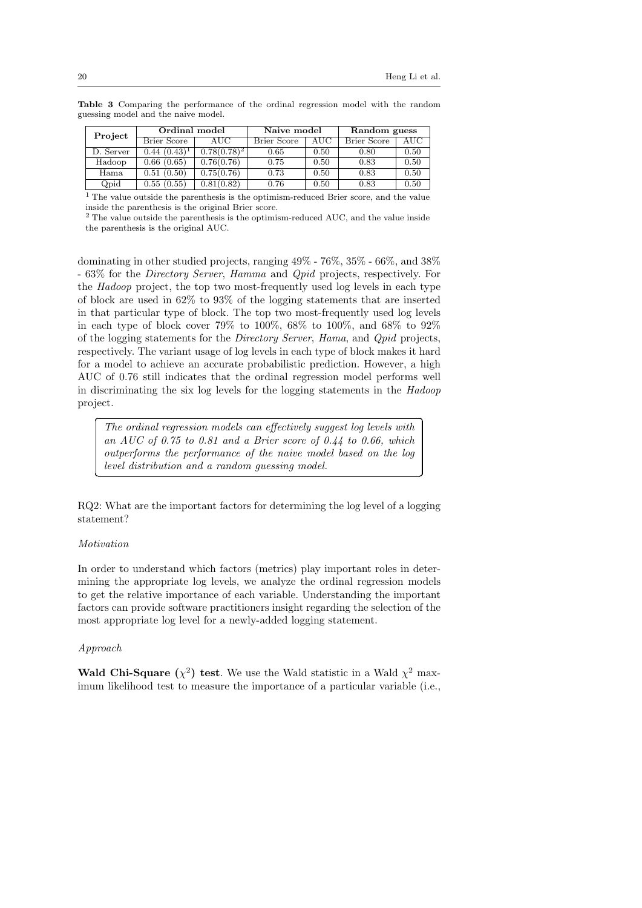**Table 3** Comparing the performance of the ordinal regression model with the random guessing model and the naive model.

| Project | Ordinal model | | Naive model | | Random guess | |
|---|---|---|---|---|---|---|
| | Brier Score | AUC | Brier Score | AUC | Brier Score | AUC |
| D. Server | 0.44 (0.43)[1] | 0.78(0.78)[2] | 0.65 | 0.50 | 0.80 | 0.50 |
| Hadoop | 0.66 (0.65) | 0.76(0.76) | 0.75 | 0.50 | 0.83 | 0.50 |
| Hama | 0.51 (0.50) | 0.75(0.76) | 0.73 | 0.50 | 0.83 | 0.50 |
| Qpid | 0.55 (0.55) | 0.81(0.82) | 0.76 | 0.50 | 0.83 | 0.50 |

[1] The value outside the parenthesis is the optimism-reduced Brier score, and the value inside the parenthesis is the original Brier score.
[2] The value outside the parenthesis is the optimism-reduced AUC, and the value inside the parenthesis is the original AUC.

dominating in other studied projects, ranging 49% - 76%, 35% - 66%, and 38% - 63% for the *Directory Server*, *Hamma* and *Qpid* projects, respectively. For the *Hadoop* project, the top two most-frequently used log levels in each type of block are used in 62% to 93% of the logging statements that are inserted in that particular type of block. The top two most-frequently used log levels in each type of block cover 79% to 100%, 68% to 100%, and 68% to 92% of the logging statements for the *Directory Server*, *Hama*, and *Qpid* projects, respectively. The variant usage of log levels in each type of block makes it hard for a model to achieve an accurate probabilistic prediction. However, a high AUC of 0.76 still indicates that the ordinal regression model performs well in discriminating the six log levels for the logging statements in the *Hadoop* project.

> *The ordinal regression models can effectively suggest log levels with an AUC of 0.75 to 0.81 and a Brier score of 0.44 to 0.66, which outperforms the performance of the naive model based on the log level distribution and a random guessing model.*

RQ2: What are the important factors for determining the log level of a logging statement?

*Motivation*

In order to understand which factors (metrics) play important roles in determining the appropriate log levels, we analyze the ordinal regression models to get the relative importance of each variable. Understanding the important factors can provide software practitioners insight regarding the selection of the most appropriate log level for a newly-added logging statement.

*Approach*

**Wald Chi-Square ($\chi^2$) test**. We use the Wald statistic in a Wald $\chi^2$ maximum likelihood test to measure the importance of a particular variable (i.e.,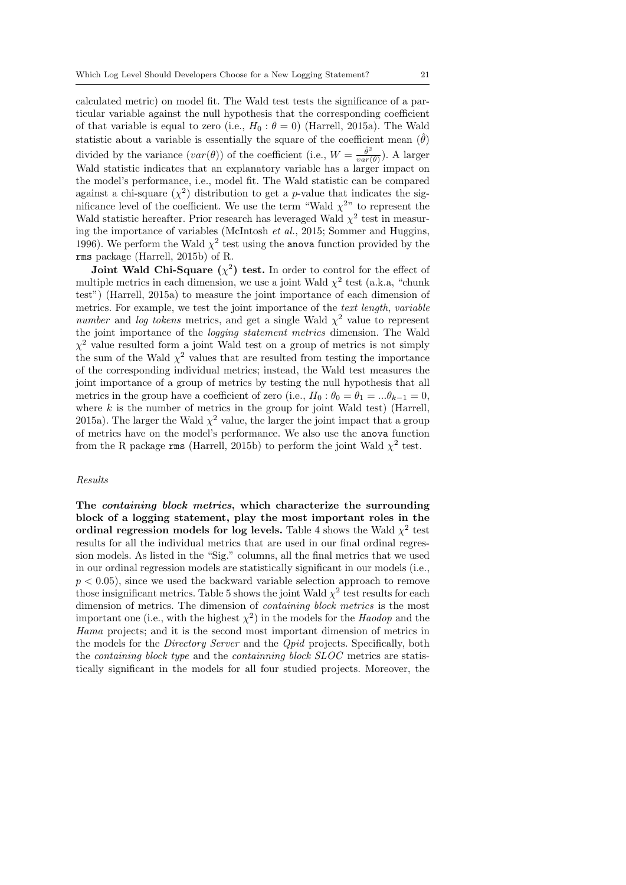calculated metric) on model fit. The Wald test tests the significance of a particular variable against the null hypothesis that the corresponding coefficient of that variable is equal to zero (i.e., $H_0 : \theta = 0$) (Harrell, 2015a). The Wald statistic about a variable is essentially the square of the coefficient mean ($\hat{\theta}$) divided by the variance ($var(\theta)$) of the coefficient (i.e., $W = \frac{\hat{\theta}^2}{var(\theta)}$). A larger Wald statistic indicates that an explanatory variable has a larger impact on the model's performance, i.e., model fit. The Wald statistic can be compared against a chi-square ($\chi^2$) distribution to get a $p$-value that indicates the significance level of the coefficient. We use the term "Wald $\chi^2$" to represent the Wald statistic hereafter. Prior research has leveraged Wald $\chi^2$ test in measuring the importance of variables (McIntosh *et al.*, 2015; Sommer and Huggins, 1996). We perform the Wald $\chi^2$ test using the `anova` function provided by the `rms` package (Harrell, 2015b) of R.

**Joint Wald Chi-Square ($\chi^2$) test.** In order to control for the effect of multiple metrics in each dimension, we use a joint Wald $\chi^2$ test (a.k.a, "chunk test") (Harrell, 2015a) to measure the joint importance of each dimension of metrics. For example, we test the joint importance of the *text length*, *variable number* and *log tokens* metrics, and get a single Wald $\chi^2$ value to represent the joint importance of the *logging statement metrics* dimension. The Wald $\chi^2$ value resulted form a joint Wald test on a group of metrics is not simply the sum of the Wald $\chi^2$ values that are resulted from testing the importance of the corresponding individual metrics; instead, the Wald test measures the joint importance of a group of metrics by testing the null hypothesis that all metrics in the group have a coefficient of zero (i.e., $H_0 : \theta_0 = \theta_1 = ...\theta_{k-1} = 0$, where $k$ is the number of metrics in the group for joint Wald test) (Harrell, 2015a). The larger the Wald $\chi^2$ value, the larger the joint impact that a group of metrics have on the model's performance. We also use the `anova` function from the R package `rms` (Harrell, 2015b) to perform the joint Wald $\chi^2$ test.

*Results*

**The *containing block metrics*, which characterize the surrounding block of a logging statement, play the most important roles in the ordinal regression models for log levels.** Table 4 shows the Wald $\chi^2$ test results for all the individual metrics that are used in our final ordinal regression models. As listed in the "Sig." columns, all the final metrics that we used in our ordinal regression models are statistically significant in our models (i.e., $p < 0.05$), since we used the backward variable selection approach to remove those insignificant metrics. Table 5 shows the joint Wald $\chi^2$ test results for each dimension of metrics. The dimension of *containing block metrics* is the most important one (i.e., with the highest $\chi^2$) in the models for the *Haodop* and the *Hama* projects; and it is the second most important dimension of metrics in the models for the *Directory Server* and the *Qpid* projects. Specifically, both the *containing block type* and the *containning block SLOC* metrics are statistically significant in the models for all four studied projects. Moreover, the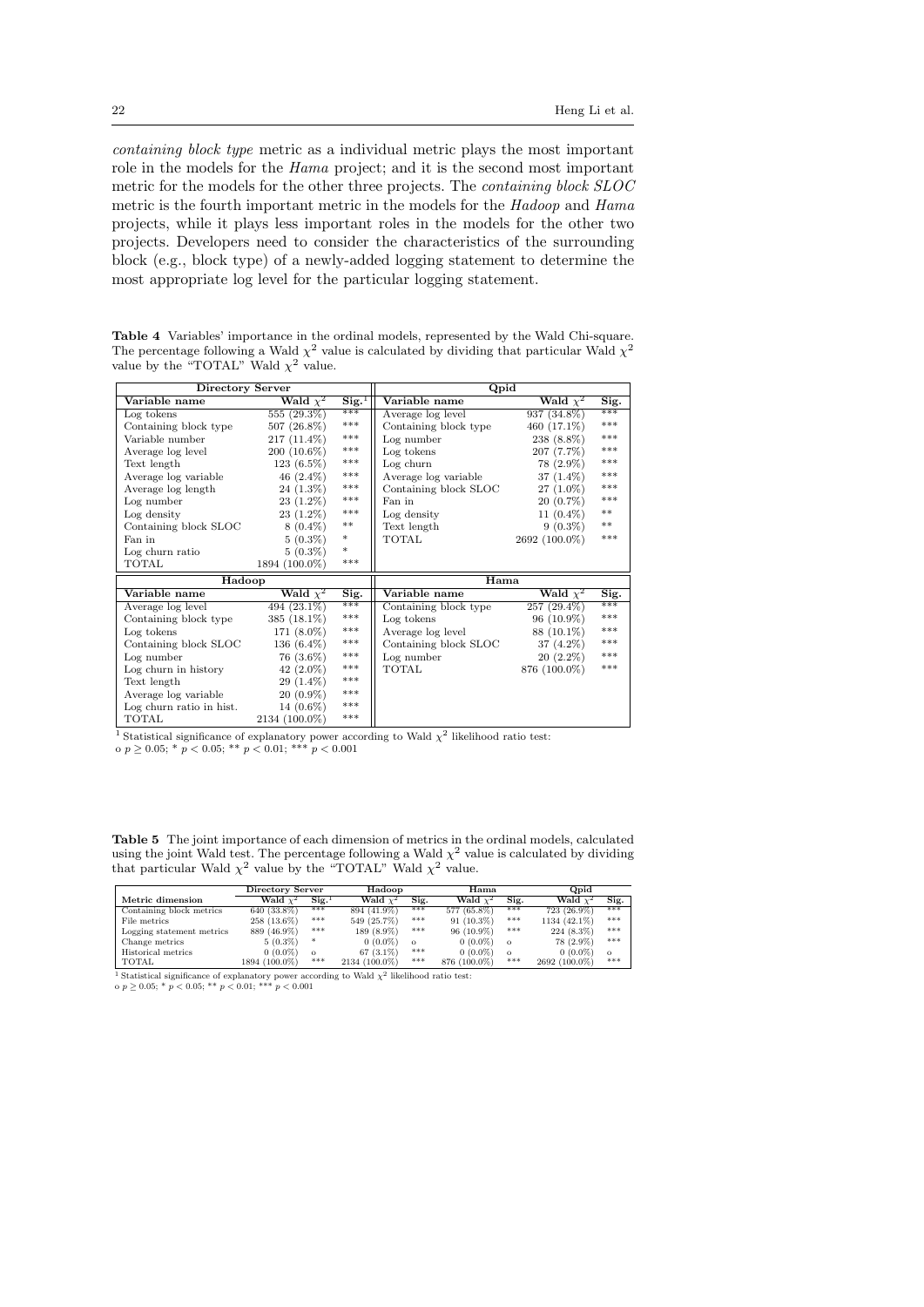*containing block type* metric as a individual metric plays the most important role in the models for the *Hama* project; and it is the second most important metric for the models for the other three projects. The *containing block SLOC* metric is the fourth important metric in the models for the *Hadoop* and *Hama* projects, while it plays less important roles in the models for the other two projects. Developers need to consider the characteristics of the surrounding block (e.g., block type) of a newly-added logging statement to determine the most appropriate log level for the particular logging statement.

**Table 4** Variables' importance in the ordinal models, represented by the Wald Chi-square. The percentage following a Wald $\chi^2$ value is calculated by dividing that particular Wald $\chi^2$ value by the "TOTAL" Wald $\chi^2$ value.

| Directory Server | | | Qpid | | |
|---|---|---|---|---|---|
| Variable name | Wald $\chi^2$ | Sig.[1] | Variable name | Wald $\chi^2$ | Sig. |
| Log tokens | 555 (29.3%) | *** | Average log level | 937 (34.8%) | *** |
| Containing block type | 507 (26.8%) | *** | Containing block type | 460 (17.1%) | *** |
| Variable number | 217 (11.4%) | *** | Log number | 238 (8.8%) | *** |
| Average log level | 200 (10.6%) | *** | Log tokens | 207 (7.7%) | *** |
| Text length | 123 (6.5%) | *** | Log churn | 78 (2.9%) | *** |
| Average log variable | 46 (2.4%) | *** | Average log variable | 37 (1.4%) | *** |
| Average log length | 24 (1.3%) | *** | Containing block SLOC | 27 (1.0%) | *** |
| Log number | 23 (1.2%) | *** | Fan in | 20 (0.7%) | *** |
| Log density | 23 (1.2%) | *** | Log density | 11 (0.4%) | ** |
| Containing block SLOC | 8 (0.4%) | ** | Text length | 9 (0.3%) | ** |
| Fan in | 5 (0.3%) | * | TOTAL | 2692 (100.0%) | *** |
| Log churn ratio | 5 (0.3%) | * | | | |
| TOTAL | 1894 (100.0%) | *** | | | |
| **Hadoop** | | | **Hama** | | |
| Variable name | Wald $\chi^2$ | Sig. | Variable name | Wald $\chi^2$ | Sig. |
| Average log level | 494 (23.1%) | *** | Containing block type | 257 (29.4%) | *** |
| Containing block type | 385 (18.1%) | *** | Log tokens | 96 (10.9%) | *** |
| Log tokens | 171 (8.0%) | *** | Average log level | 88 (10.1%) | *** |
| Containing block SLOC | 136 (6.4%) | *** | Containing block SLOC | 37 (4.2%) | *** |
| Log number | 76 (3.6%) | *** | Log number | 20 (2.2%) | *** |
| Log churn in history | 42 (2.0%) | *** | TOTAL | 876 (100.0%) | *** |
| Text length | 29 (1.4%) | *** | | | |
| Average log variable | 20 (0.9%) | *** | | | |
| Log churn ratio in hist. | 14 (0.6%) | *** | | | |
| TOTAL | 2134 (100.0%) | *** | | | |

[1] Statistical significance of explanatory power according to Wald $\chi^2$ likelihood ratio test:
o $p \geq 0.05$; * $p < 0.05$; ** $p < 0.01$; *** $p < 0.001$

**Table 5** The joint importance of each dimension of metrics in the ordinal models, calculated using the joint Wald test. The percentage following a Wald $\chi^2$ value is calculated by dividing that particular Wald $\chi^2$ value by the "TOTAL" Wald $\chi^2$ value.

| | Directory Server | | Hadoop | | Hama | | Qpid | |
|---|---|---|---|---|---|---|---|---|
| Metric dimension | Wald $\chi^2$ | Sig.[1] | Wald $\chi^2$ | Sig. | Wald $\chi^2$ | Sig. | Wald $\chi^2$ | Sig. |
| Containing block metrics | 640 (33.8%) | *** | 894 (41.9%) | *** | 577 (65.8%) | *** | 723 (26.9%) | *** |
| File metrics | 258 (13.6%) | *** | 549 (25.7%) | *** | 91 (10.3%) | *** | 1134 (42.1%) | *** |
| Logging statement metrics | 889 (46.9%) | *** | 189 (8.9%) | *** | 96 (10.9%) | *** | 224 (8.3%) | *** |
| Change metrics | 5 (0.3%) | * | 0 (0.0%) | o | 0 (0.0%) | o | 78 (2.9%) | *** |
| Historical metrics | 0 (0.0%) | o | 67 (3.1%) | *** | 0 (0.0%) | o | 0 (0.0%) | o |
| TOTAL | 1894 (100.0%) | *** | 2134 (100.0%) | *** | 876 (100.0%) | *** | 2692 (100.0%) | *** |

[1] Statistical significance of explanatory power according to Wald $\chi^2$ likelihood ratio test:
o $p \geq 0.05$; * $p < 0.05$; ** $p < 0.01$; *** $p < 0.001$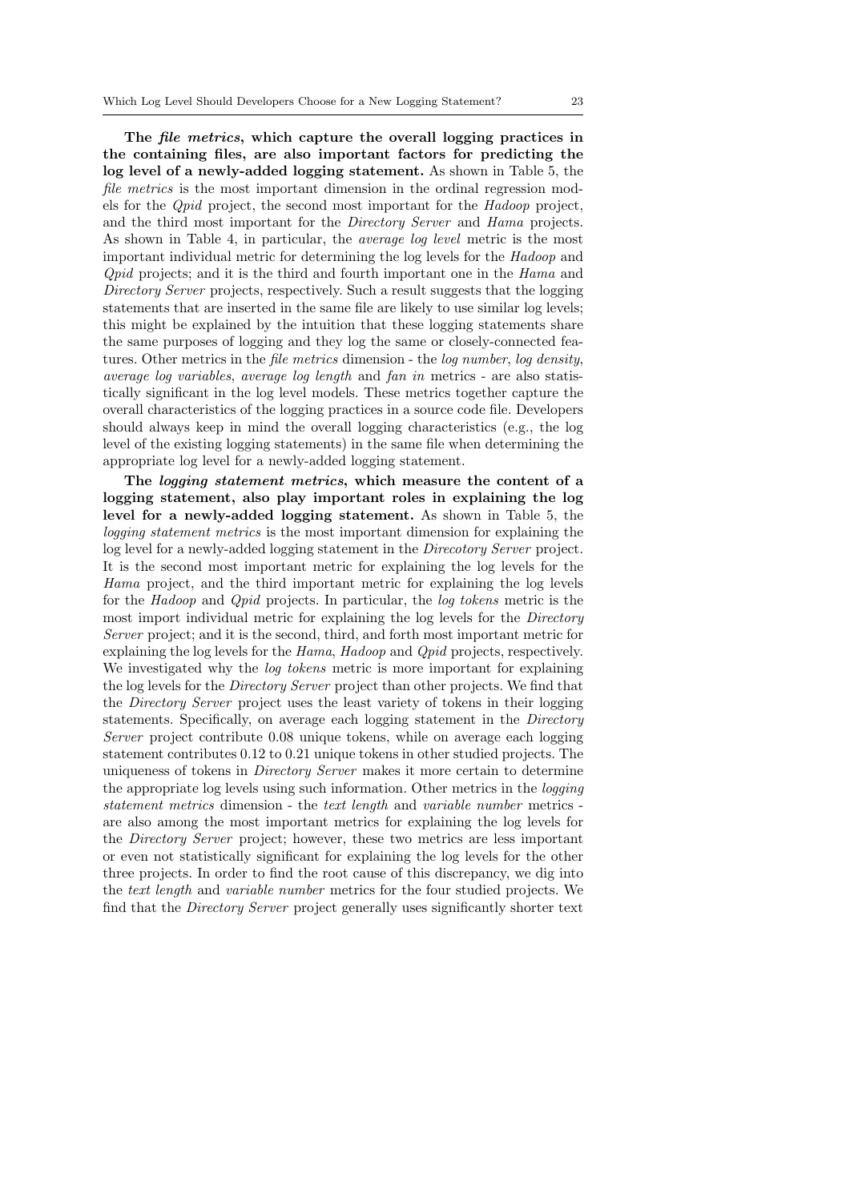**The *file metrics*, which capture the overall logging practices in the containing files, are also important factors for predicting the log level of a newly-added logging statement.** As shown in Table 5, the *file metrics* is the most important dimension in the ordinal regression models for the *Qpid* project, the second most important for the *Hadoop* project, and the third most important for the *Directory Server* and *Hama* projects. As shown in Table 4, in particular, the *average log level* metric is the most important individual metric for determining the log levels for the *Hadoop* and *Qpid* projects; and it is the third and fourth important one in the *Hama* and *Directory Server* projects, respectively. Such a result suggests that the logging statements that are inserted in the same file are likely to use similar log levels; this might be explained by the intuition that these logging statements share the same purposes of logging and they log the same or closely-connected features. Other metrics in the *file metrics* dimension - the *log number*, *log density*, *average log variables*, *average log length* and *fan in* metrics - are also statistically significant in the log level models. These metrics together capture the overall characteristics of the logging practices in a source code file. Developers should always keep in mind the overall logging characteristics (e.g., the log level of the existing logging statements) in the same file when determining the appropriate log level for a newly-added logging statement.

**The *logging statement metrics*, which measure the content of a logging statement, also play important roles in explaining the log level for a newly-added logging statement.** As shown in Table 5, the *logging statement metrics* is the most important dimension for explaining the log level for a newly-added logging statement in the *Direcotory Server* project. It is the second most important metric for explaining the log levels for the *Hama* project, and the third important metric for explaining the log levels for the *Hadoop* and *Qpid* projects. In particular, the *log tokens* metric is the most import individual metric for explaining the log levels for the *Directory Server* project; and it is the second, third, and forth most important metric for explaining the log levels for the *Hama*, *Hadoop* and *Qpid* projects, respectively. We investigated why the *log tokens* metric is more important for explaining the log levels for the *Directory Server* project than other projects. We find that the *Directory Server* project uses the least variety of tokens in their logging statements. Specifically, on average each logging statement in the *Directory Server* project contribute 0.08 unique tokens, while on average each logging statement contributes 0.12 to 0.21 unique tokens in other studied projects. The uniqueness of tokens in *Directory Server* makes it more certain to determine the appropriate log levels using such information. Other metrics in the *logging statement metrics* dimension - the *text length* and *variable number* metrics - are also among the most important metrics for explaining the log levels for the *Directory Server* project; however, these two metrics are less important or even not statistically significant for explaining the log levels for the other three projects. In order to find the root cause of this discrepancy, we dig into the *text length* and *variable number* metrics for the four studied projects. We find that the *Directory Server* project generally uses significantly shorter text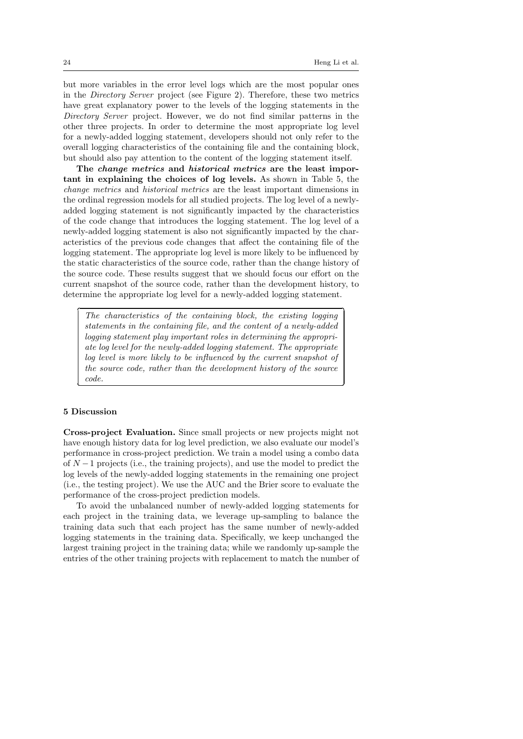but more variables in the error level logs which are the most popular ones in the *Directory Server* project (see Figure 2). Therefore, these two metrics have great explanatory power to the levels of the logging statements in the *Directory Server* project. However, we do not find similar patterns in the other three projects. In order to determine the most appropriate log level for a newly-added logging statement, developers should not only refer to the overall logging characteristics of the containing file and the containing block, but should also pay attention to the content of the logging statement itself.

**The *change metrics* and *historical metrics* are the least important in explaining the choices of log levels.** As shown in Table 5, the *change metrics* and *historical metrics* are the least important dimensions in the ordinal regression models for all studied projects. The log level of a newly-added logging statement is not significantly impacted by the characteristics of the code change that introduces the logging statement. The log level of a newly-added logging statement is also not significantly impacted by the characteristics of the previous code changes that affect the containing file of the logging statement. The appropriate log level is more likely to be influenced by the static characteristics of the source code, rather than the change history of the source code. These results suggest that we should focus our effort on the current snapshot of the source code, rather than the development history, to determine the appropriate log level for a newly-added logging statement.

> *The characteristics of the containing block, the existing logging statements in the containing file, and the content of a newly-added logging statement play important roles in determining the appropriate log level for the newly-added logging statement. The appropriate log level is more likely to be influenced by the current snapshot of the source code, rather than the development history of the source code.*

## 5 Discussion

**Cross-project Evaluation.** Since small projects or new projects might not have enough history data for log level prediction, we also evaluate our model's performance in cross-project prediction. We train a model using a combo data of $N-1$ projects (i.e., the training projects), and use the model to predict the log levels of the newly-added logging statements in the remaining one project (i.e., the testing project). We use the AUC and the Brier score to evaluate the performance of the cross-project prediction models.

To avoid the unbalanced number of newly-added logging statements for each project in the training data, we leverage up-sampling to balance the training data such that each project has the same number of newly-added logging statements in the training data. Specifically, we keep unchanged the largest training project in the training data; while we randomly up-sample the entries of the other training projects with replacement to match the number of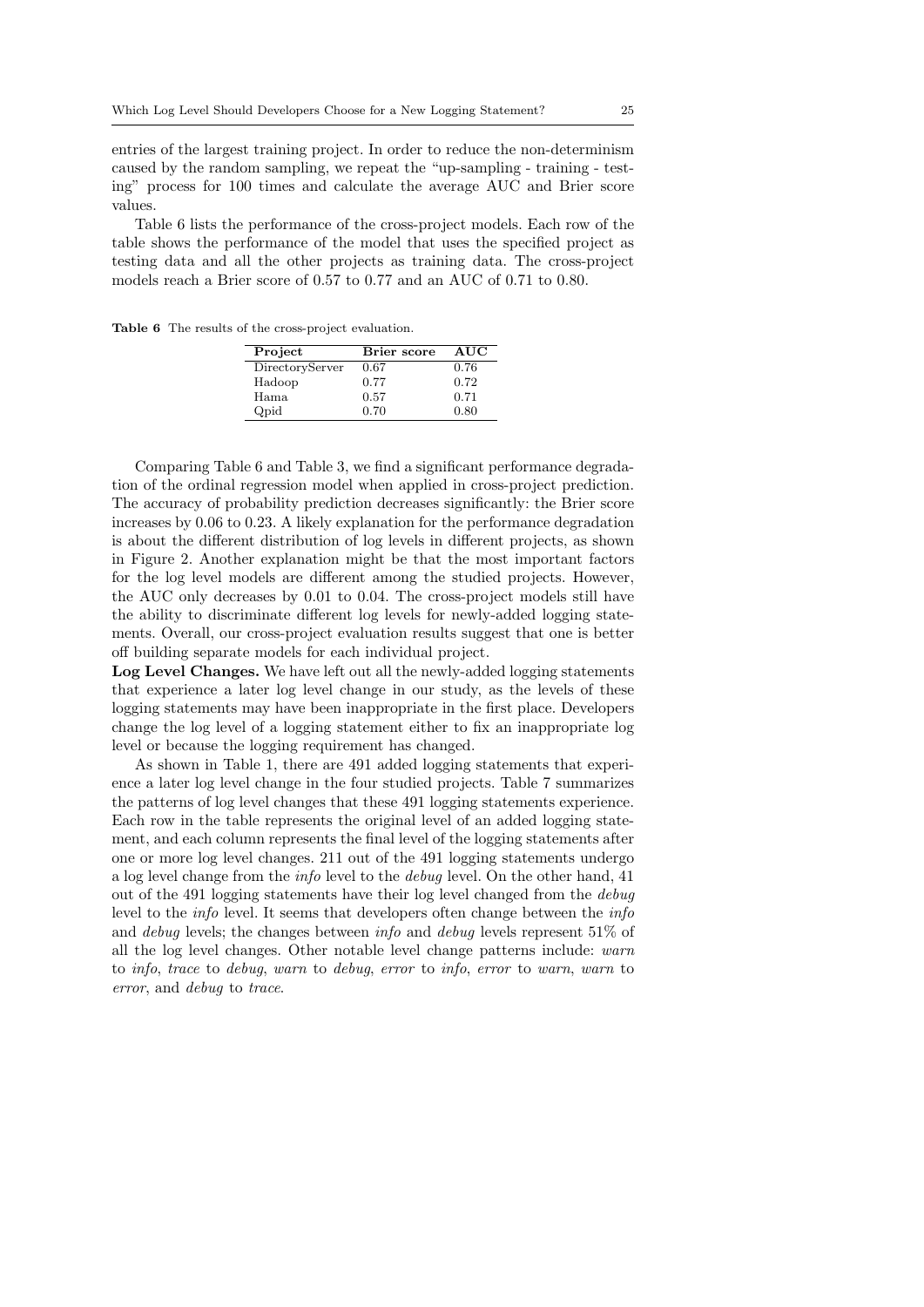entries of the largest training project. In order to reduce the non-determinism caused by the random sampling, we repeat the "up-sampling - training - testing" process for 100 times and calculate the average AUC and Brier score values.

Table 6 lists the performance of the cross-project models. Each row of the table shows the performance of the model that uses the specified project as testing data and all the other projects as training data. The cross-project models reach a Brier score of 0.57 to 0.77 and an AUC of 0.71 to 0.80.

**Table 6** The results of the cross-project evaluation.

| Project | Brier score | AUC |
|---|---|---|
| DirectoryServer | 0.67 | 0.76 |
| Hadoop | 0.77 | 0.72 |
| Hama | 0.57 | 0.71 |
| Qpid | 0.70 | 0.80 |

Comparing Table 6 and Table 3, we find a significant performance degradation of the ordinal regression model when applied in cross-project prediction. The accuracy of probability prediction decreases significantly: the Brier score increases by 0.06 to 0.23. A likely explanation for the performance degradation is about the different distribution of log levels in different projects, as shown in Figure 2. Another explanation might be that the most important factors for the log level models are different among the studied projects. However, the AUC only decreases by 0.01 to 0.04. The cross-project models still have the ability to discriminate different log levels for newly-added logging statements. Overall, our cross-project evaluation results suggest that one is better off building separate models for each individual project.

**Log Level Changes.** We have left out all the newly-added logging statements that experience a later log level change in our study, as the levels of these logging statements may have been inappropriate in the first place. Developers change the log level of a logging statement either to fix an inappropriate log level or because the logging requirement has changed.

As shown in Table 1, there are 491 added logging statements that experience a later log level change in the four studied projects. Table 7 summarizes the patterns of log level changes that these 491 logging statements experience. Each row in the table represents the original level of an added logging statement, and each column represents the final level of the logging statements after one or more log level changes. 211 out of the 491 logging statements undergo a log level change from the *info* level to the *debug* level. On the other hand, 41 out of the 491 logging statements have their log level changed from the *debug* level to the *info* level. It seems that developers often change between the *info* and *debug* levels; the changes between *info* and *debug* levels represent 51% of all the log level changes. Other notable level change patterns include: *warn* to *info*, *trace* to *debug*, *warn* to *debug*, *error* to *info*, *error* to *warn*, *warn* to *error*, and *debug* to *trace*.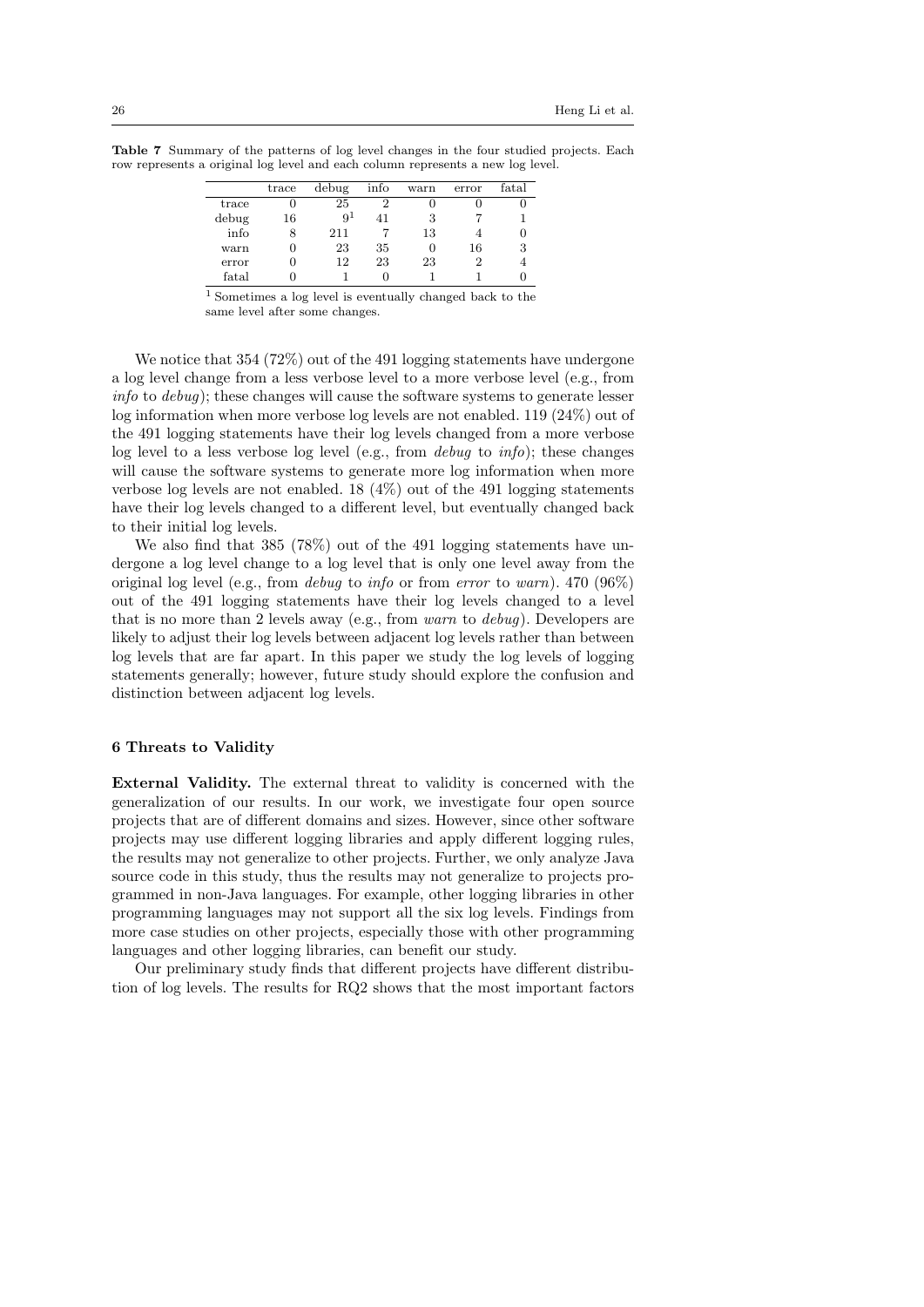**Table 7** Summary of the patterns of log level changes in the four studied projects. Each row represents a original log level and each column represents a new log level.

| | trace | debug | info | warn | error | fatal |
|---|---|---|---|---|---|---|
| trace | 0 | 25 | 2 | 0 | 0 | 0 |
| debug | 16 | 9[1] | 41 | 3 | 7 | 1 |
| info | 8 | 211 | 7 | 13 | 4 | 0 |
| warn | 0 | 23 | 35 | 0 | 16 | 3 |
| error | 0 | 12 | 23 | 23 | 2 | 4 |
| fatal | 0 | 1 | 0 | 1 | 1 | 0 |

[1] Sometimes a log level is eventually changed back to the same level after some changes.

We notice that 354 (72%) out of the 491 logging statements have undergone a log level change from a less verbose level to a more verbose level (e.g., from *info* to *debug*); these changes will cause the software systems to generate lesser log information when more verbose log levels are not enabled. 119 (24%) out of the 491 logging statements have their log levels changed from a more verbose log level to a less verbose log level (e.g., from *debug* to *info*); these changes will cause the software systems to generate more log information when more verbose log levels are not enabled. 18 (4%) out of the 491 logging statements have their log levels changed to a different level, but eventually changed back to their initial log levels.

We also find that 385 (78%) out of the 491 logging statements have undergone a log level change to a log level that is only one level away from the original log level (e.g., from *debug* to *info* or from *error* to *warn*). 470 (96%) out of the 491 logging statements have their log levels changed to a level that is no more than 2 levels away (e.g., from *warn* to *debug*). Developers are likely to adjust their log levels between adjacent log levels rather than between log levels that are far apart. In this paper we study the log levels of logging statements generally; however, future study should explore the confusion and distinction between adjacent log levels.

## 6 Threats to Validity

**External Validity.** The external threat to validity is concerned with the generalization of our results. In our work, we investigate four open source projects that are of different domains and sizes. However, since other software projects may use different logging libraries and apply different logging rules, the results may not generalize to other projects. Further, we only analyze Java source code in this study, thus the results may not generalize to projects programmed in non-Java languages. For example, other logging libraries in other programming languages may not support all the six log levels. Findings from more case studies on other projects, especially those with other programming languages and other logging libraries, can benefit our study.

Our preliminary study finds that different projects have different distribution of log levels. The results for RQ2 shows that the most important factors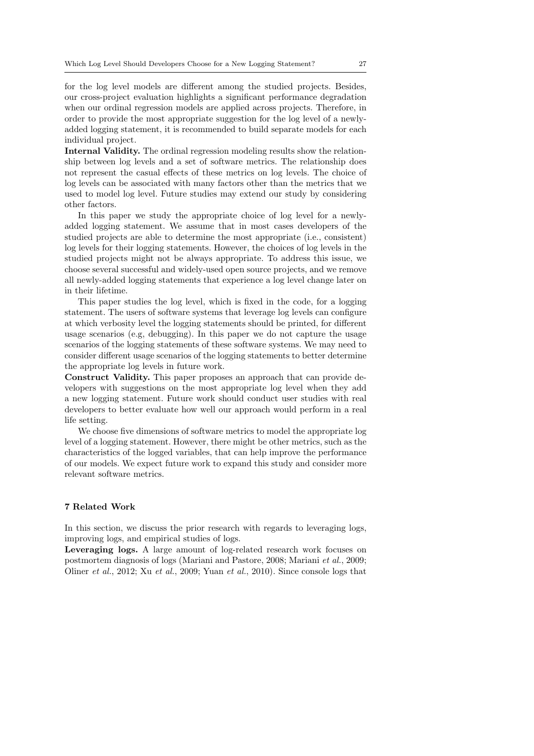for the log level models are different among the studied projects. Besides, our cross-project evaluation highlights a significant performance degradation when our ordinal regression models are applied across projects. Therefore, in order to provide the most appropriate suggestion for the log level of a newly-added logging statement, it is recommended to build separate models for each individual project.

**Internal Validity.** The ordinal regression modeling results show the relationship between log levels and a set of software metrics. The relationship does not represent the casual effects of these metrics on log levels. The choice of log levels can be associated with many factors other than the metrics that we used to model log level. Future studies may extend our study by considering other factors.

In this paper we study the appropriate choice of log level for a newly-added logging statement. We assume that in most cases developers of the studied projects are able to determine the most appropriate (i.e., consistent) log levels for their logging statements. However, the choices of log levels in the studied projects might not be always appropriate. To address this issue, we choose several successful and widely-used open source projects, and we remove all newly-added logging statements that experience a log level change later on in their lifetime.

This paper studies the log level, which is fixed in the code, for a logging statement. The users of software systems that leverage log levels can configure at which verbosity level the logging statements should be printed, for different usage scenarios (e.g, debugging). In this paper we do not capture the usage scenarios of the logging statements of these software systems. We may need to consider different usage scenarios of the logging statements to better determine the appropriate log levels in future work.

**Construct Validity.** This paper proposes an approach that can provide developers with suggestions on the most appropriate log level when they add a new logging statement. Future work should conduct user studies with real developers to better evaluate how well our approach would perform in a real life setting.

We choose five dimensions of software metrics to model the appropriate log level of a logging statement. However, there might be other metrics, such as the characteristics of the logged variables, that can help improve the performance of our models. We expect future work to expand this study and consider more relevant software metrics.

## 7 Related Work

In this section, we discuss the prior research with regards to leveraging logs, improving logs, and empirical studies of logs.

**Leveraging logs.** A large amount of log-related research work focuses on postmortem diagnosis of logs (Mariani and Pastore, 2008; Mariani *et al.*, 2009; Oliner *et al.*, 2012; Xu *et al.*, 2009; Yuan *et al.*, 2010). Since console logs that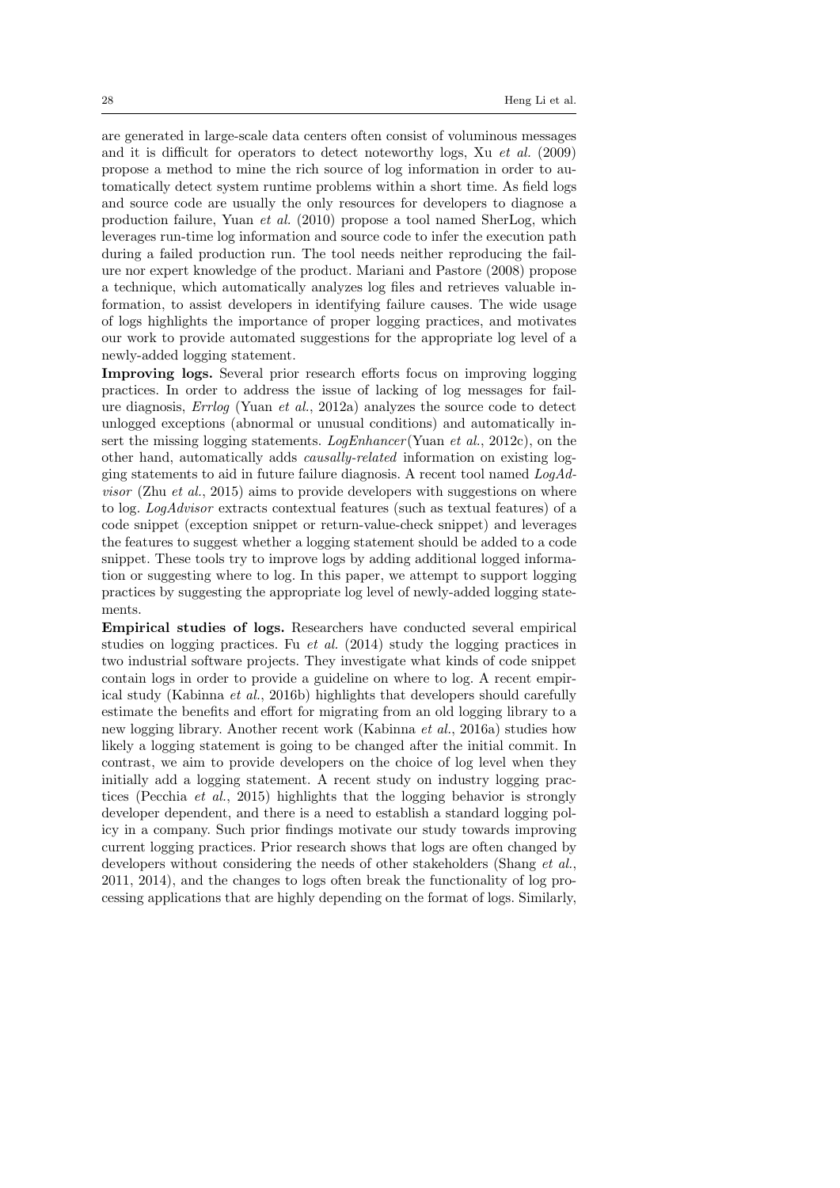are generated in large-scale data centers often consist of voluminous messages and it is difficult for operators to detect noteworthy logs, Xu *et al.* (2009) propose a method to mine the rich source of log information in order to automatically detect system runtime problems within a short time. As field logs and source code are usually the only resources for developers to diagnose a production failure, Yuan *et al.* (2010) propose a tool named SherLog, which leverages run-time log information and source code to infer the execution path during a failed production run. The tool needs neither reproducing the failure nor expert knowledge of the product. Mariani and Pastore (2008) propose a technique, which automatically analyzes log files and retrieves valuable information, to assist developers in identifying failure causes. The wide usage of logs highlights the importance of proper logging practices, and motivates our work to provide automated suggestions for the appropriate log level of a newly-added logging statement.

**Improving logs.** Several prior research efforts focus on improving logging practices. In order to address the issue of lacking of log messages for failure diagnosis, *Errlog* (Yuan *et al.*, 2012a) analyzes the source code to detect unlogged exceptions (abnormal or unusual conditions) and automatically insert the missing logging statements. *LogEnhancer* (Yuan *et al.*, 2012c), on the other hand, automatically adds *causally-related* information on existing logging statements to aid in future failure diagnosis. A recent tool named *LogAdvisor* (Zhu *et al.*, 2015) aims to provide developers with suggestions on where to log. *LogAdvisor* extracts contextual features (such as textual features) of a code snippet (exception snippet or return-value-check snippet) and leverages the features to suggest whether a logging statement should be added to a code snippet. These tools try to improve logs by adding additional logged information or suggesting where to log. In this paper, we attempt to support logging practices by suggesting the appropriate log level of newly-added logging statements.

**Empirical studies of logs.** Researchers have conducted several empirical studies on logging practices. Fu *et al.* (2014) study the logging practices in two industrial software projects. They investigate what kinds of code snippet contain logs in order to provide a guideline on where to log. A recent empirical study (Kabinna *et al.*, 2016b) highlights that developers should carefully estimate the benefits and effort for migrating from an old logging library to a new logging library. Another recent work (Kabinna *et al.*, 2016a) studies how likely a logging statement is going to be changed after the initial commit. In contrast, we aim to provide developers on the choice of log level when they initially add a logging statement. A recent study on industry logging practices (Pecchia *et al.*, 2015) highlights that the logging behavior is strongly developer dependent, and there is a need to establish a standard logging policy in a company. Such prior findings motivate our study towards improving current logging practices. Prior research shows that logs are often changed by developers without considering the needs of other stakeholders (Shang *et al.*, 2011, 2014), and the changes to logs often break the functionality of log processing applications that are highly depending on the format of logs. Similarly,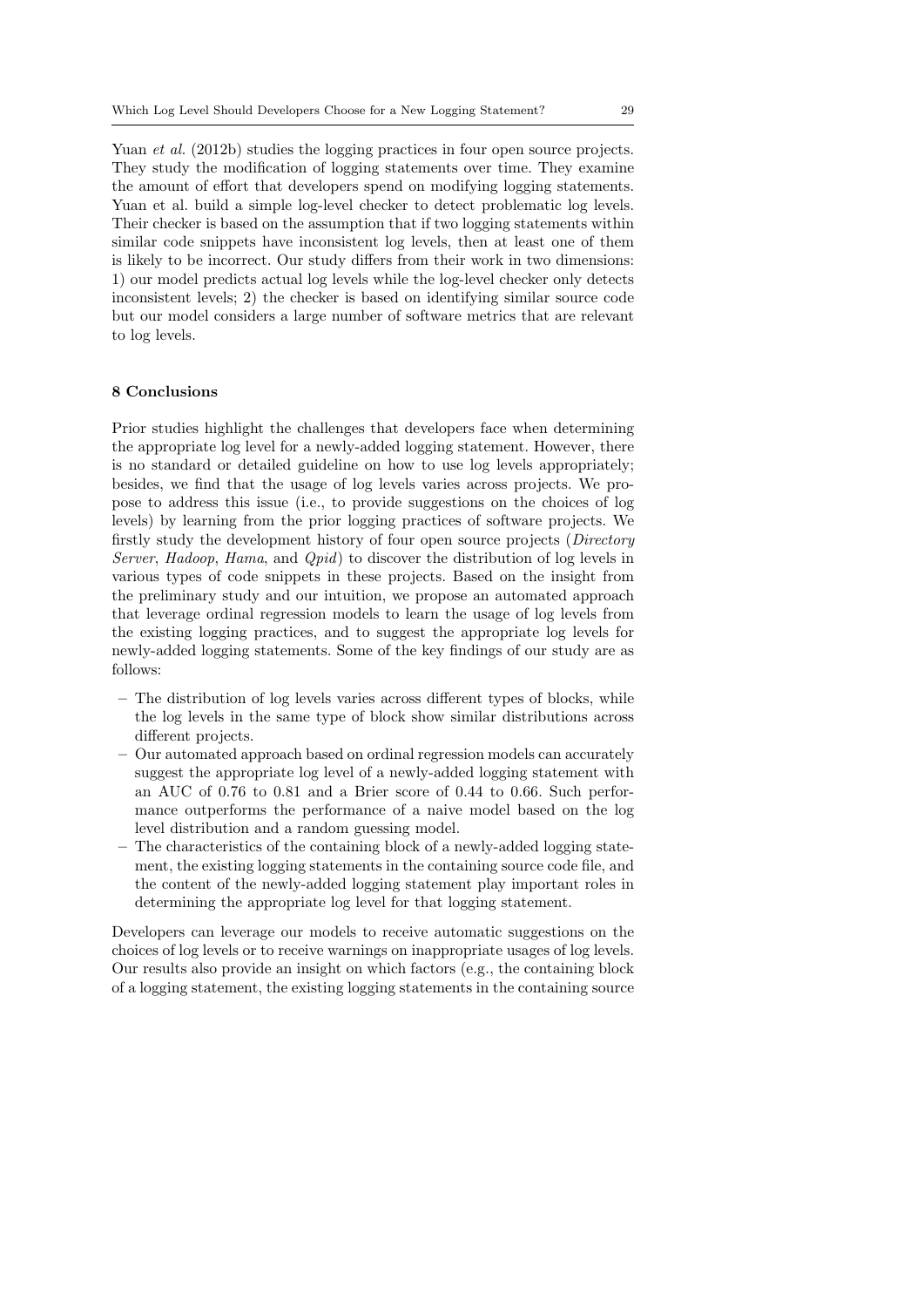Yuan *et al.* (2012b) studies the logging practices in four open source projects. They study the modification of logging statements over time. They examine the amount of effort that developers spend on modifying logging statements. Yuan et al. build a simple log-level checker to detect problematic log levels. Their checker is based on the assumption that if two logging statements within similar code snippets have inconsistent log levels, then at least one of them is likely to be incorrect. Our study differs from their work in two dimensions: 1) our model predicts actual log levels while the log-level checker only detects inconsistent levels; 2) the checker is based on identifying similar source code but our model considers a large number of software metrics that are relevant to log levels.

## 8 Conclusions

Prior studies highlight the challenges that developers face when determining the appropriate log level for a newly-added logging statement. However, there is no standard or detailed guideline on how to use log levels appropriately; besides, we find that the usage of log levels varies across projects. We propose to address this issue (i.e., to provide suggestions on the choices of log levels) by learning from the prior logging practices of software projects. We firstly study the development history of four open source projects (*Directory Server*, *Hadoop*, *Hama*, and *Qpid*) to discover the distribution of log levels in various types of code snippets in these projects. Based on the insight from the preliminary study and our intuition, we propose an automated approach that leverage ordinal regression models to learn the usage of log levels from the existing logging practices, and to suggest the appropriate log levels for newly-added logging statements. Some of the key findings of our study are as follows:

– The distribution of log levels varies across different types of blocks, while the log levels in the same type of block show similar distributions across different projects.
– Our automated approach based on ordinal regression models can accurately suggest the appropriate log level of a newly-added logging statement with an AUC of 0.76 to 0.81 and a Brier score of 0.44 to 0.66. Such performance outperforms the performance of a naive model based on the log level distribution and a random guessing model.
– The characteristics of the containing block of a newly-added logging statement, the existing logging statements in the containing source code file, and the content of the newly-added logging statement play important roles in determining the appropriate log level for that logging statement.

Developers can leverage our models to receive automatic suggestions on the choices of log levels or to receive warnings on inappropriate usages of log levels. Our results also provide an insight on which factors (e.g., the containing block of a logging statement, the existing logging statements in the containing source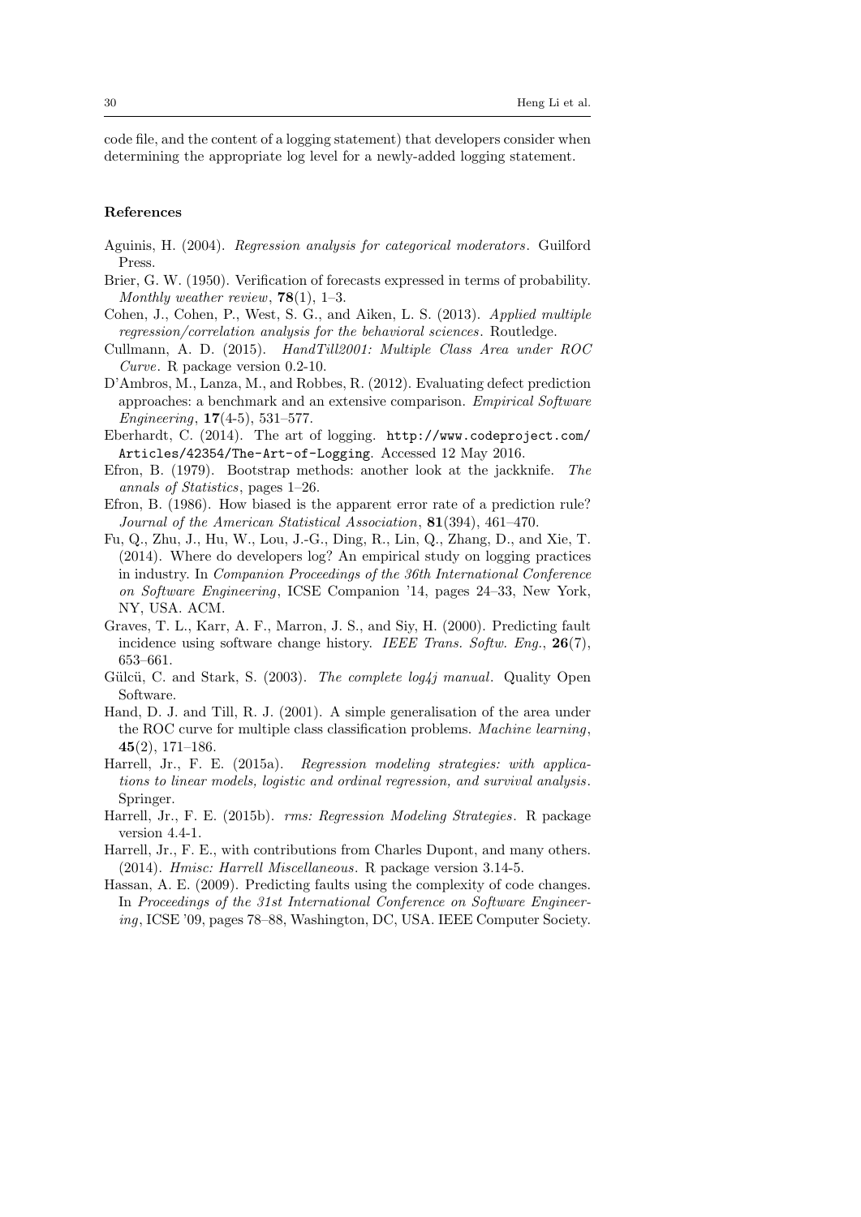code file, and the content of a logging statement) that developers consider when determining the appropriate log level for a newly-added logging statement.

### References

Aguinis, H. (2004). *Regression analysis for categorical moderators*. Guilford Press.

Brier, G. W. (1950). Verification of forecasts expressed in terms of probability. *Monthly weather review*, **78**(1), 1–3.

Cohen, J., Cohen, P., West, S. G., and Aiken, L. S. (2013). *Applied multiple regression/correlation analysis for the behavioral sciences*. Routledge.

Cullmann, A. D. (2015). *HandTill2001: Multiple Class Area under ROC Curve*. R package version 0.2-10.

D'Ambros, M., Lanza, M., and Robbes, R. (2012). Evaluating defect prediction approaches: a benchmark and an extensive comparison. *Empirical Software Engineering*, **17**(4-5), 531–577.

Eberhardt, C. (2014). The art of logging. `http://www.codeproject.com/Articles/42354/The-Art-of-Logging`. Accessed 12 May 2016.

Efron, B. (1979). Bootstrap methods: another look at the jackknife. *The annals of Statistics*, pages 1–26.

Efron, B. (1986). How biased is the apparent error rate of a prediction rule? *Journal of the American Statistical Association*, **81**(394), 461–470.

Fu, Q., Zhu, J., Hu, W., Lou, J.-G., Ding, R., Lin, Q., Zhang, D., and Xie, T. (2014). Where do developers log? An empirical study on logging practices in industry. In *Companion Proceedings of the 36th International Conference on Software Engineering*, ICSE Companion '14, pages 24–33, New York, NY, USA. ACM.

Graves, T. L., Karr, A. F., Marron, J. S., and Siy, H. (2000). Predicting fault incidence using software change history. *IEEE Trans. Softw. Eng.*, **26**(7), 653–661.

Gülcü, C. and Stark, S. (2003). *The complete log4j manual*. Quality Open Software.

Hand, D. J. and Till, R. J. (2001). A simple generalisation of the area under the ROC curve for multiple class classification problems. *Machine learning*, **45**(2), 171–186.

Harrell, Jr., F. E. (2015a). *Regression modeling strategies: with applications to linear models, logistic and ordinal regression, and survival analysis*. Springer.

Harrell, Jr., F. E. (2015b). *rms: Regression Modeling Strategies*. R package version 4.4-1.

Harrell, Jr., F. E., with contributions from Charles Dupont, and many others. (2014). *Hmisc: Harrell Miscellaneous*. R package version 3.14-5.

Hassan, A. E. (2009). Predicting faults using the complexity of code changes. In *Proceedings of the 31st International Conference on Software Engineering*, ICSE '09, pages 78–88, Washington, DC, USA. IEEE Computer Society.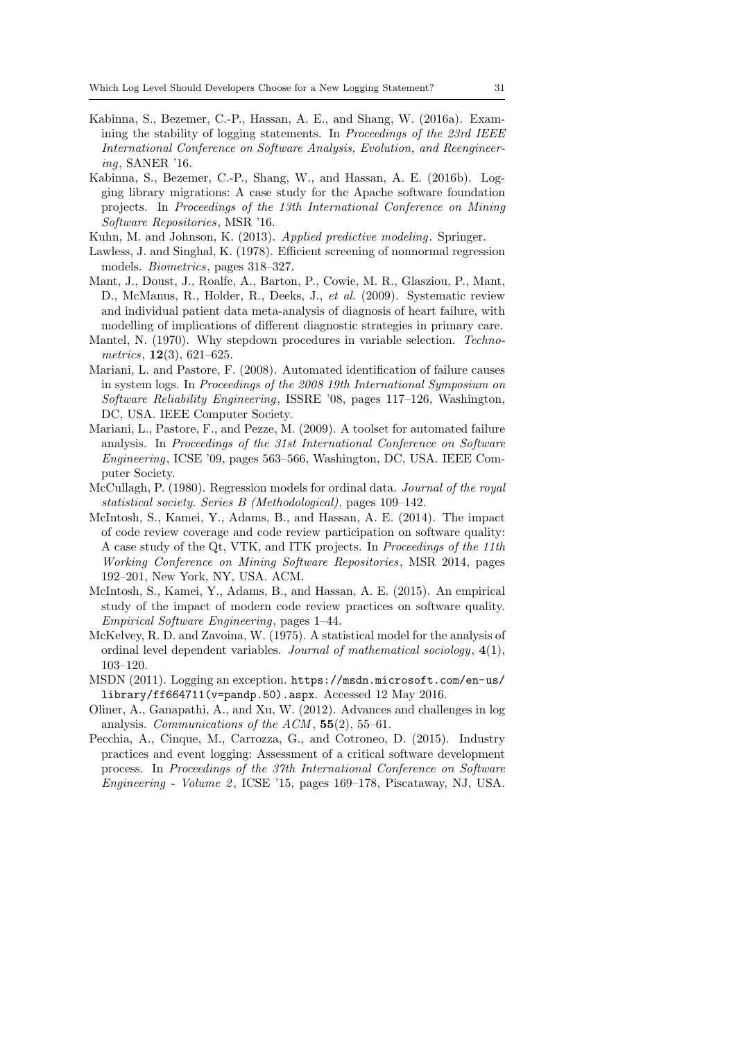Kabinna, S., Bezemer, C.-P., Hassan, A. E., and Shang, W. (2016a). Examining the stability of logging statements. In *Proceedings of the 23rd IEEE International Conference on Software Analysis, Evolution, and Reengineering*, SANER '16.

Kabinna, S., Bezemer, C.-P., Shang, W., and Hassan, A. E. (2016b). Logging library migrations: A case study for the Apache software foundation projects. In *Proceedings of the 13th International Conference on Mining Software Repositories*, MSR '16.

Kuhn, M. and Johnson, K. (2013). *Applied predictive modeling*. Springer.

Lawless, J. and Singhal, K. (1978). Efficient screening of nonnormal regression models. *Biometrics*, pages 318–327.

Mant, J., Doust, J., Roalfe, A., Barton, P., Cowie, M. R., Glasziou, P., Mant, D., McManus, R., Holder, R., Deeks, J., *et al.* (2009). Systematic review and individual patient data meta-analysis of diagnosis of heart failure, with modelling of implications of different diagnostic strategies in primary care.

Mantel, N. (1970). Why stepdown procedures in variable selection. *Technometrics*, **12**(3), 621–625.

Mariani, L. and Pastore, F. (2008). Automated identification of failure causes in system logs. In *Proceedings of the 2008 19th International Symposium on Software Reliability Engineering*, ISSRE '08, pages 117–126, Washington, DC, USA. IEEE Computer Society.

Mariani, L., Pastore, F., and Pezze, M. (2009). A toolset for automated failure analysis. In *Proceedings of the 31st International Conference on Software Engineering*, ICSE '09, pages 563–566, Washington, DC, USA. IEEE Computer Society.

McCullagh, P. (1980). Regression models for ordinal data. *Journal of the royal statistical society. Series B (Methodological)*, pages 109–142.

McIntosh, S., Kamei, Y., Adams, B., and Hassan, A. E. (2014). The impact of code review coverage and code review participation on software quality: A case study of the Qt, VTK, and ITK projects. In *Proceedings of the 11th Working Conference on Mining Software Repositories*, MSR 2014, pages 192–201, New York, NY, USA. ACM.

McIntosh, S., Kamei, Y., Adams, B., and Hassan, A. E. (2015). An empirical study of the impact of modern code review practices on software quality. *Empirical Software Engineering*, pages 1–44.

McKelvey, R. D. and Zavoina, W. (1975). A statistical model for the analysis of ordinal level dependent variables. *Journal of mathematical sociology*, **4**(1), 103–120.

MSDN (2011). Logging an exception. `https://msdn.microsoft.com/en-us/library/ff664711(v=pandp.50).aspx`. Accessed 12 May 2016.

Oliner, A., Ganapathi, A., and Xu, W. (2012). Advances and challenges in log analysis. *Communications of the ACM*, **55**(2), 55–61.

Pecchia, A., Cinque, M., Carrozza, G., and Cotroneo, D. (2015). Industry practices and event logging: Assessment of a critical software development process. In *Proceedings of the 37th International Conference on Software Engineering - Volume 2*, ICSE '15, pages 169–178, Piscataway, NJ, USA.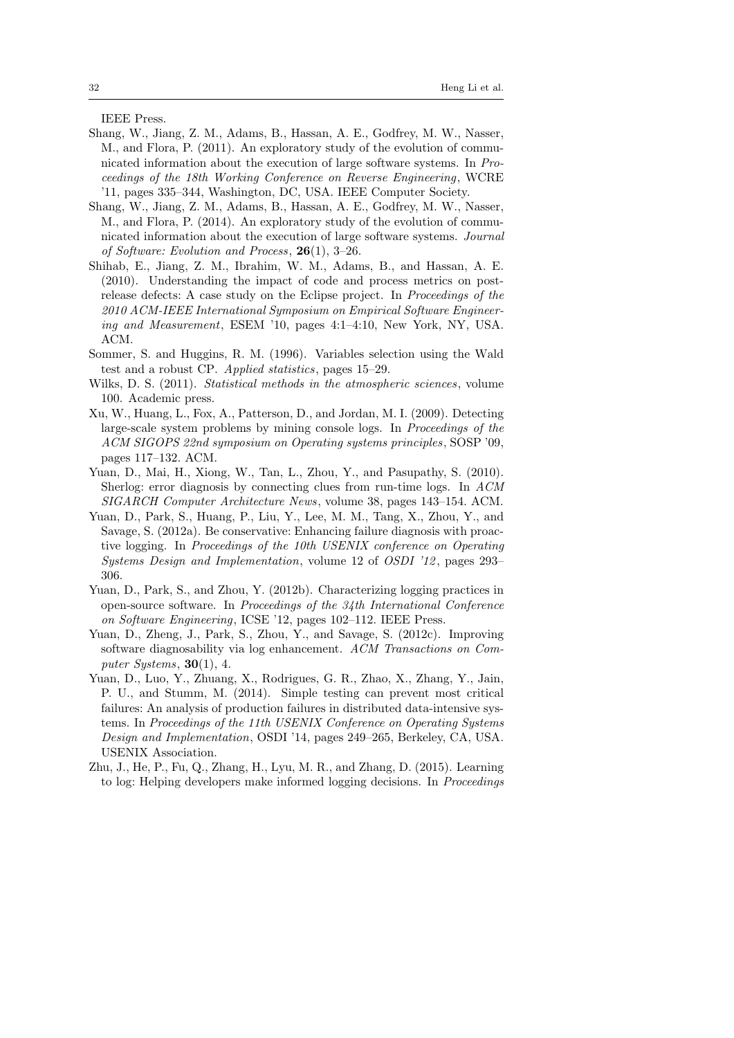IEEE Press.

Shang, W., Jiang, Z. M., Adams, B., Hassan, A. E., Godfrey, M. W., Nasser, M., and Flora, P. (2011). An exploratory study of the evolution of communicated information about the execution of large software systems. In *Proceedings of the 18th Working Conference on Reverse Engineering*, WCRE '11, pages 335–344, Washington, DC, USA. IEEE Computer Society.

Shang, W., Jiang, Z. M., Adams, B., Hassan, A. E., Godfrey, M. W., Nasser, M., and Flora, P. (2014). An exploratory study of the evolution of communicated information about the execution of large software systems. *Journal of Software: Evolution and Process*, **26**(1), 3–26.

Shihab, E., Jiang, Z. M., Ibrahim, W. M., Adams, B., and Hassan, A. E. (2010). Understanding the impact of code and process metrics on post-release defects: A case study on the Eclipse project. In *Proceedings of the 2010 ACM-IEEE International Symposium on Empirical Software Engineering and Measurement*, ESEM '10, pages 4:1–4:10, New York, NY, USA. ACM.

Sommer, S. and Huggins, R. M. (1996). Variables selection using the Wald test and a robust CP. *Applied statistics*, pages 15–29.

Wilks, D. S. (2011). *Statistical methods in the atmospheric sciences*, volume 100. Academic press.

Xu, W., Huang, L., Fox, A., Patterson, D., and Jordan, M. I. (2009). Detecting large-scale system problems by mining console logs. In *Proceedings of the ACM SIGOPS 22nd symposium on Operating systems principles*, SOSP '09, pages 117–132. ACM.

Yuan, D., Mai, H., Xiong, W., Tan, L., Zhou, Y., and Pasupathy, S. (2010). Sherlog: error diagnosis by connecting clues from run-time logs. In *ACM SIGARCH Computer Architecture News*, volume 38, pages 143–154. ACM.

Yuan, D., Park, S., Huang, P., Liu, Y., Lee, M. M., Tang, X., Zhou, Y., and Savage, S. (2012a). Be conservative: Enhancing failure diagnosis with proactive logging. In *Proceedings of the 10th USENIX conference on Operating Systems Design and Implementation*, volume 12 of *OSDI '12*, pages 293–306.

Yuan, D., Park, S., and Zhou, Y. (2012b). Characterizing logging practices in open-source software. In *Proceedings of the 34th International Conference on Software Engineering*, ICSE '12, pages 102–112. IEEE Press.

Yuan, D., Zheng, J., Park, S., Zhou, Y., and Savage, S. (2012c). Improving software diagnosability via log enhancement. *ACM Transactions on Computer Systems*, **30**(1), 4.

Yuan, D., Luo, Y., Zhuang, X., Rodrigues, G. R., Zhao, X., Zhang, Y., Jain, P. U., and Stumm, M. (2014). Simple testing can prevent most critical failures: An analysis of production failures in distributed data-intensive systems. In *Proceedings of the 11th USENIX Conference on Operating Systems Design and Implementation*, OSDI '14, pages 249–265, Berkeley, CA, USA. USENIX Association.

Zhu, J., He, P., Fu, Q., Zhang, H., Lyu, M. R., and Zhang, D. (2015). Learning to log: Helping developers make informed logging decisions. In *Proceedings*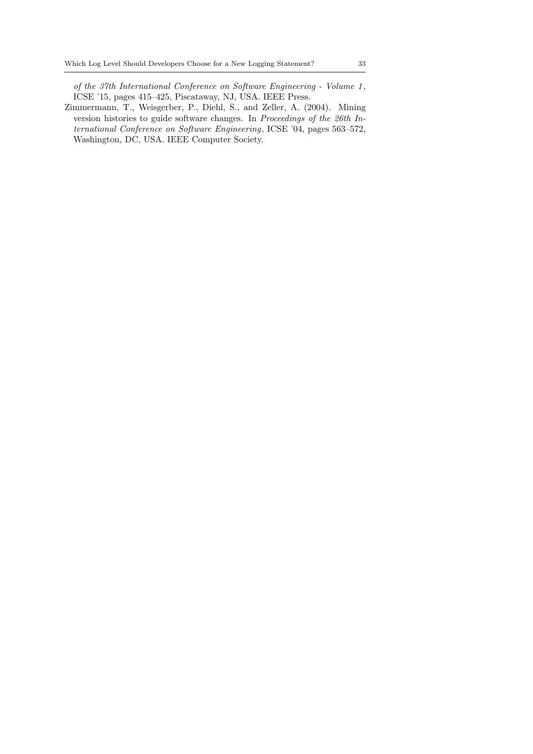*of the 37th International Conference on Software Engineering - Volume 1*, ICSE '15, pages 415–425, Piscataway, NJ, USA. IEEE Press.

Zimmermann, T., Weisgerber, P., Diehl, S., and Zeller, A. (2004). Mining version histories to guide software changes. In *Proceedings of the 26th International Conference on Software Engineering*, ICSE '04, pages 563–572, Washington, DC, USA. IEEE Computer Society.